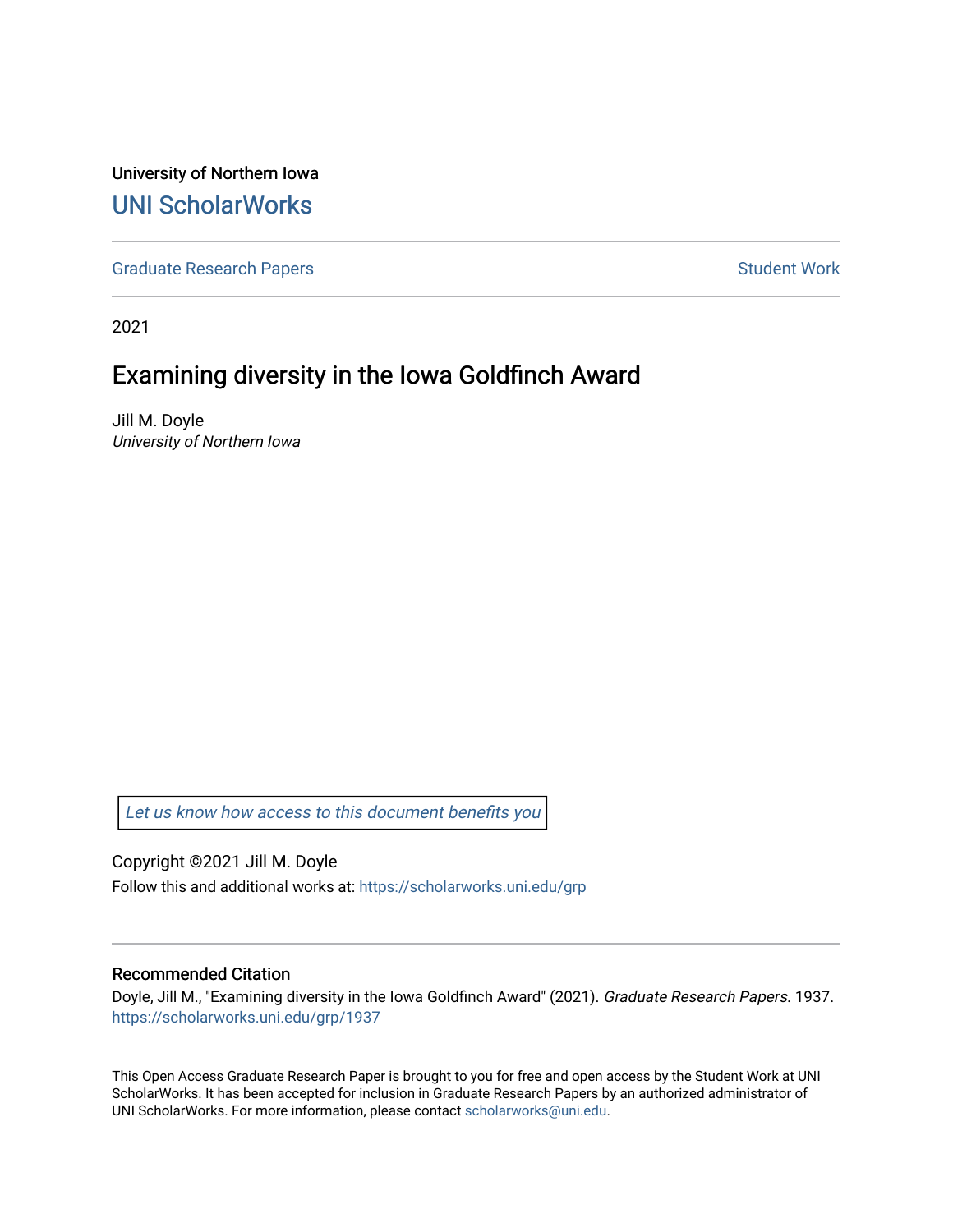University of Northern Iowa

# UNI ScholarWorks

Graduate Research Papers

Student Work

2021

## Examining diversity in the Iowa Goldfinch Award

Jill M. Doyle

*University of Northern Iowa*

*Let us know how access to this document benefits you*

Copyright ©2021 Jill M. Doyle

Follow this and additional works at: https://scholarworks.uni.edu/grp

### Recommended Citation

Doyle, Jill M., "Examining diversity in the Iowa Goldfinch Award" (2021). *Graduate Research Papers*. 1937. https://scholarworks.uni.edu/grp/1937

This Open Access Graduate Research Paper is brought to you for free and open access by the Student Work at UNI ScholarWorks. It has been accepted for inclusion in Graduate Research Papers by an authorized administrator of UNI ScholarWorks. For more information, please contact scholarworks@uni.edu.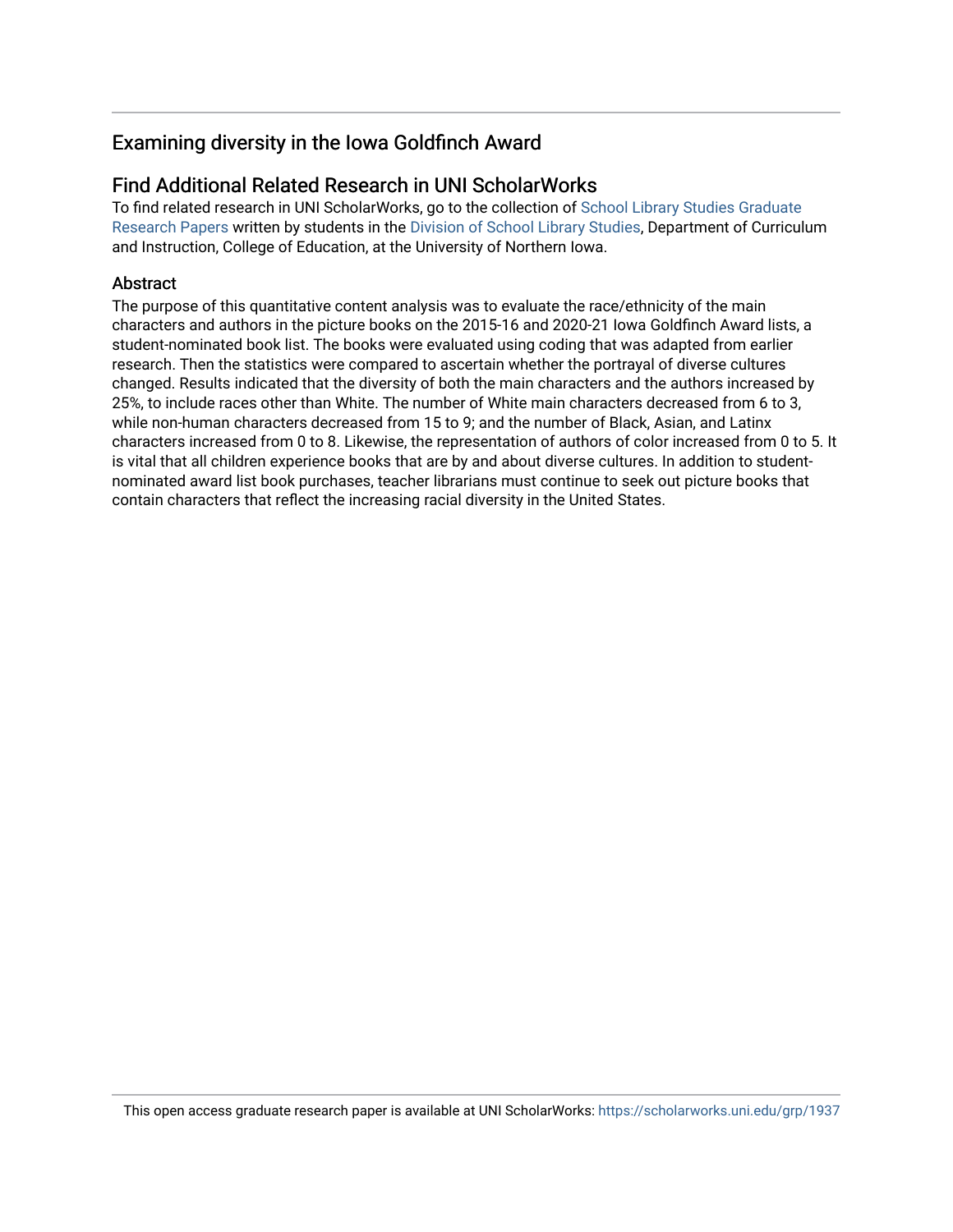## Examining diversity in the Iowa Goldfinch Award

## Find Additional Related Research in UNI ScholarWorks

To find related research in UNI ScholarWorks, go to the collection of School Library Studies Graduate Research Papers written by students in the Division of School Library Studies, Department of Curriculum and Instruction, College of Education, at the University of Northern Iowa.

### Abstract

The purpose of this quantitative content analysis was to evaluate the race/ethnicity of the main characters and authors in the picture books on the 2015-16 and 2020-21 Iowa Goldfinch Award lists, a student-nominated book list. The books were evaluated using coding that was adapted from earlier research. Then the statistics were compared to ascertain whether the portrayal of diverse cultures changed. Results indicated that the diversity of both the main characters and the authors increased by 25%, to include races other than White. The number of White main characters decreased from 6 to 3, while non-human characters decreased from 15 to 9; and the number of Black, Asian, and Latinx characters increased from 0 to 8. Likewise, the representation of authors of color increased from 0 to 5. It is vital that all children experience books that are by and about diverse cultures. In addition to student-nominated award list book purchases, teacher librarians must continue to seek out picture books that contain characters that reflect the increasing racial diversity in the United States.

This open access graduate research paper is available at UNI ScholarWorks: https://scholarworks.uni.edu/grp/1937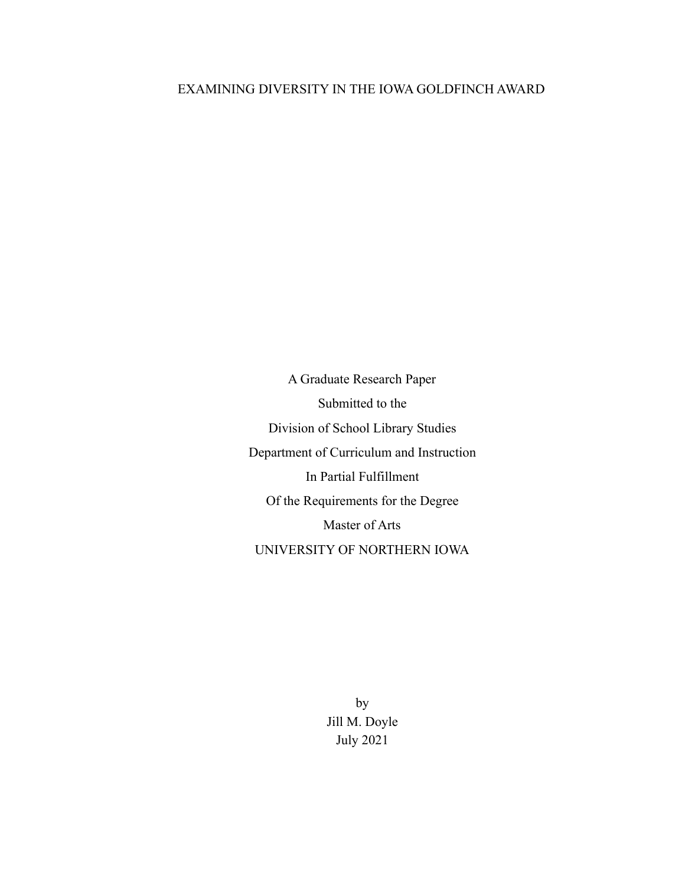# EXAMINING DIVERSITY IN THE IOWA GOLDFINCH AWARD

A Graduate Research Paper

Submitted to the

Division of School Library Studies

Department of Curriculum and Instruction

In Partial Fulfillment

Of the Requirements for the Degree

Master of Arts

UNIVERSITY OF NORTHERN IOWA

by

Jill M. Doyle

July 2021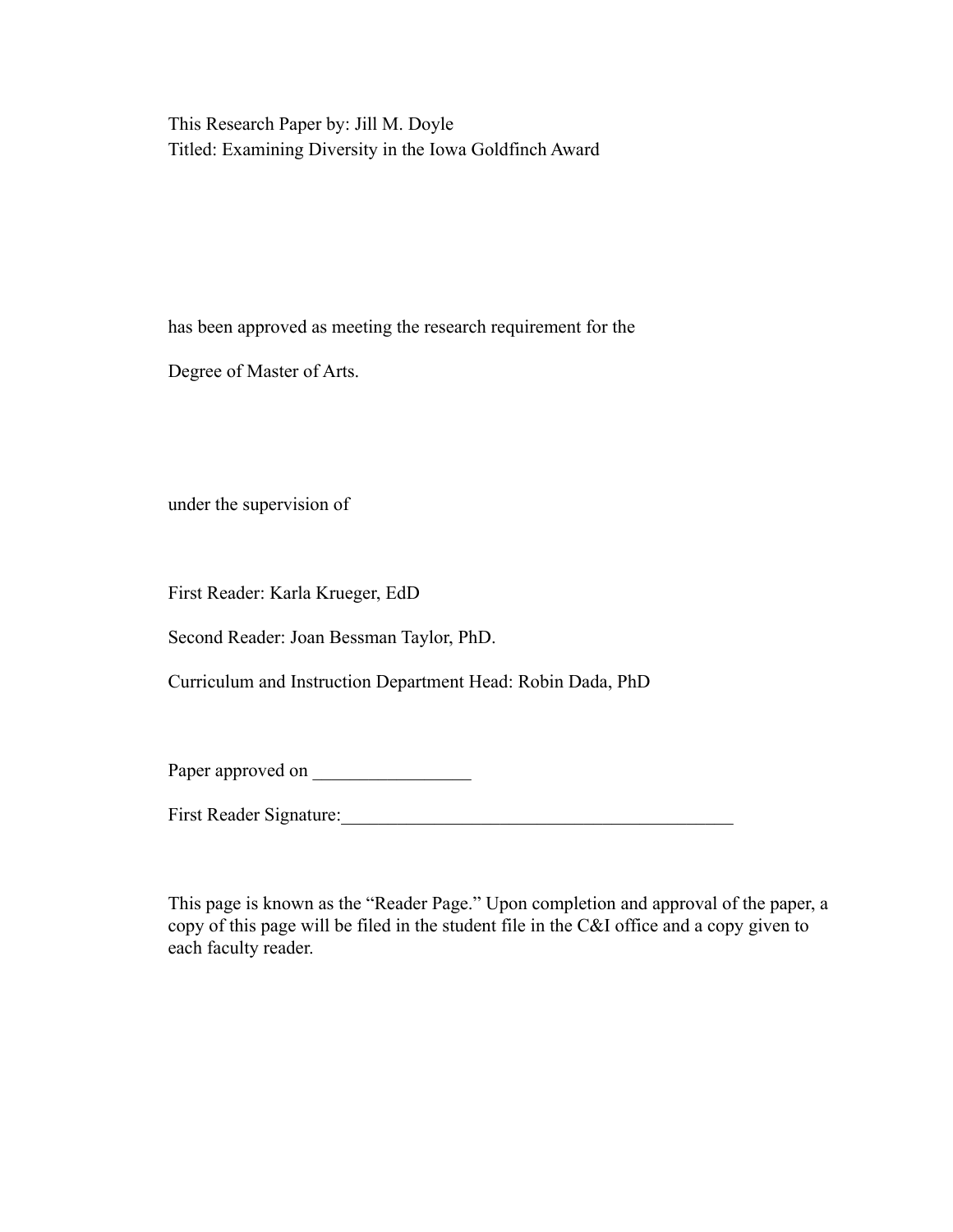This Research Paper by: Jill M. Doyle
Titled: Examining Diversity in the Iowa Goldfinch Award

has been approved as meeting the research requirement for the

Degree of Master of Arts.

under the supervision of

First Reader: Karla Krueger, EdD

Second Reader: Joan Bessman Taylor, PhD.

Curriculum and Instruction Department Head: Robin Dada, PhD

Paper approved on _________________

First Reader Signature:___________________________________________

This page is known as the "Reader Page." Upon completion and approval of the paper, a copy of this page will be filed in the student file in the C&I office and a copy given to each faculty reader.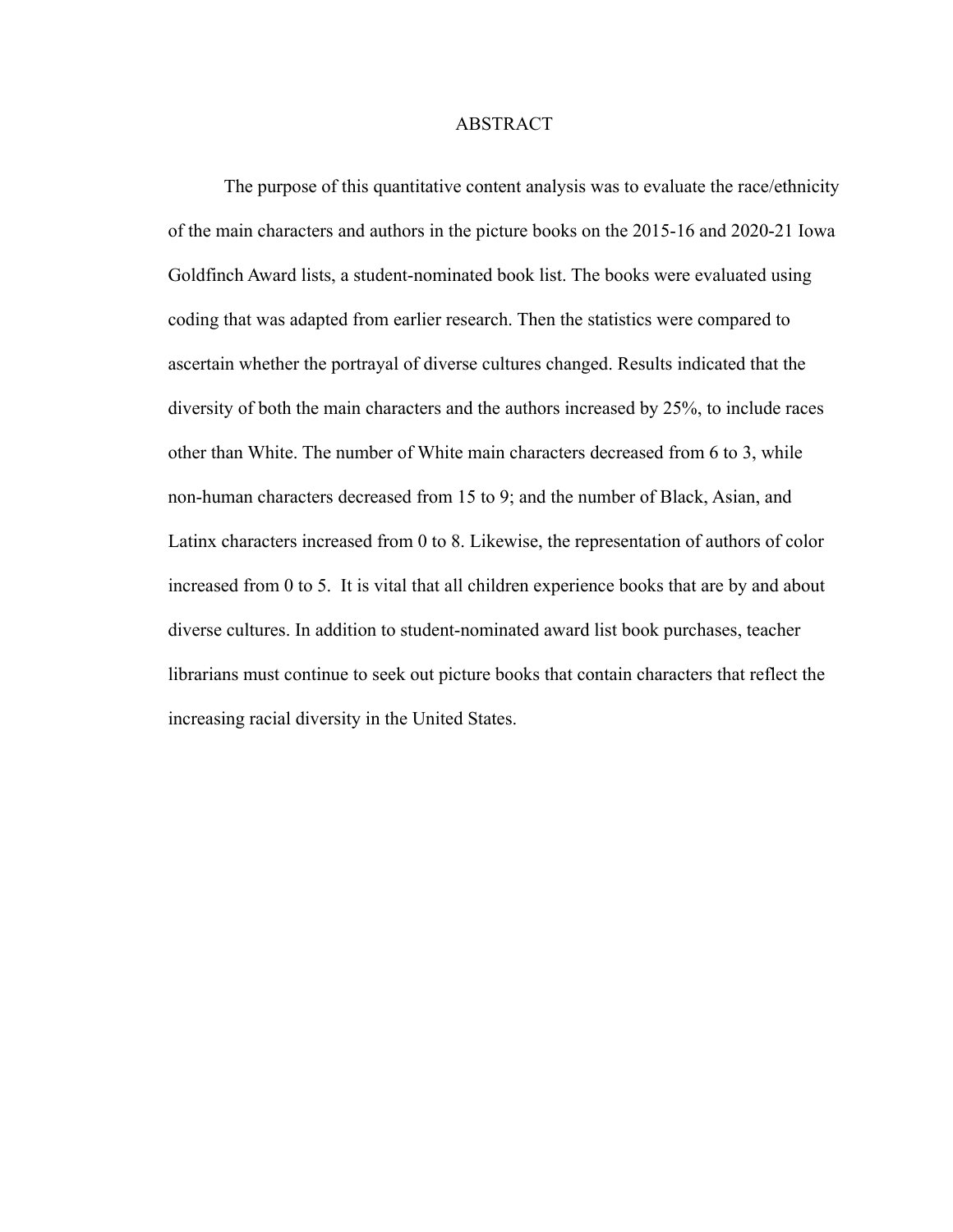# ABSTRACT

The purpose of this quantitative content analysis was to evaluate the race/ethnicity of the main characters and authors in the picture books on the 2015-16 and 2020-21 Iowa Goldfinch Award lists, a student-nominated book list. The books were evaluated using coding that was adapted from earlier research. Then the statistics were compared to ascertain whether the portrayal of diverse cultures changed. Results indicated that the diversity of both the main characters and the authors increased by 25%, to include races other than White. The number of White main characters decreased from 6 to 3, while non-human characters decreased from 15 to 9; and the number of Black, Asian, and Latinx characters increased from 0 to 8. Likewise, the representation of authors of color increased from 0 to 5. It is vital that all children experience books that are by and about diverse cultures. In addition to student-nominated award list book purchases, teacher librarians must continue to seek out picture books that contain characters that reflect the increasing racial diversity in the United States.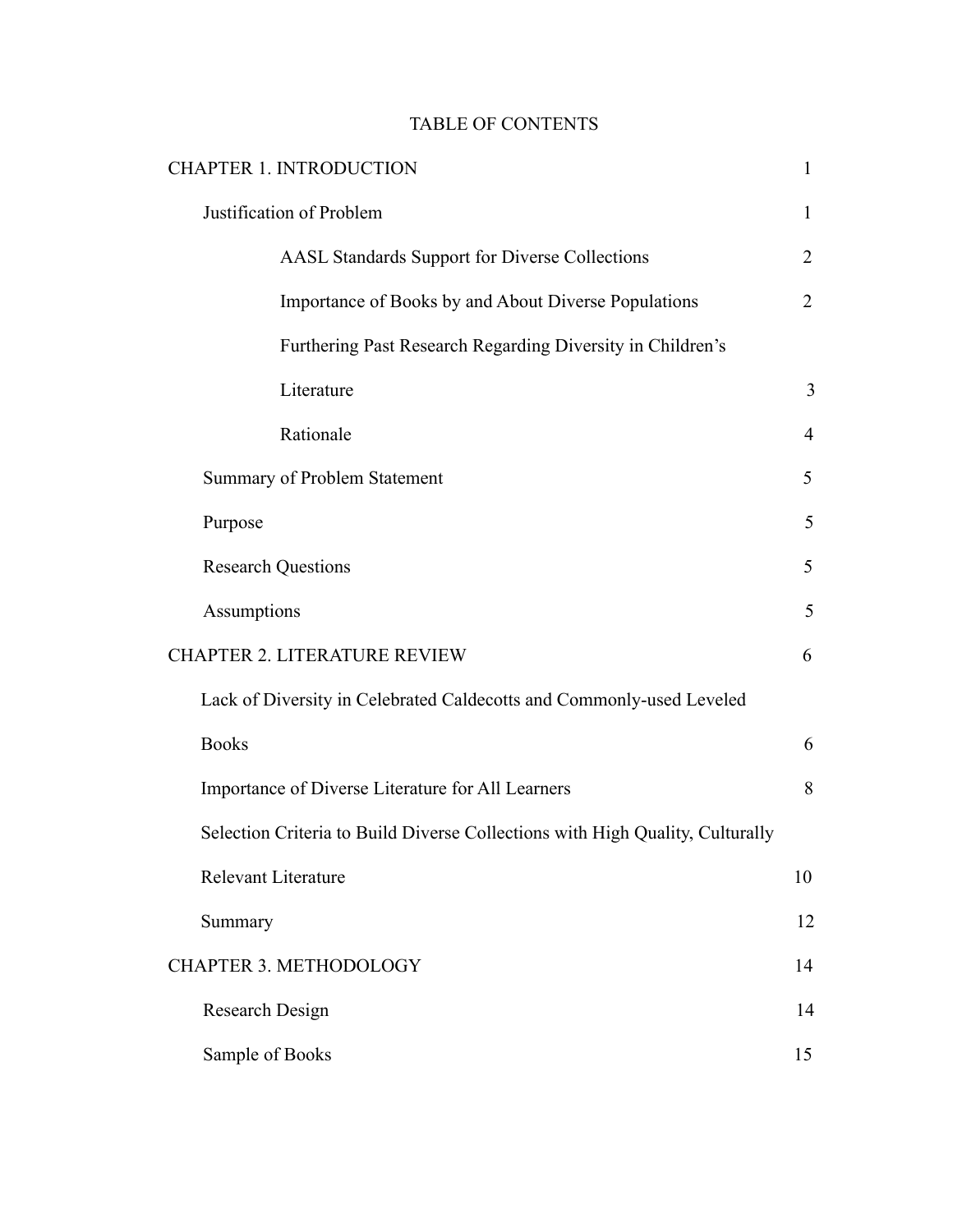# TABLE OF CONTENTS

CHAPTER 1. INTRODUCTION 1

- Justification of Problem 1
  - AASL Standards Support for Diverse Collections 2
  - Importance of Books by and About Diverse Populations 2
  - Furthering Past Research Regarding Diversity in Children's Literature 3
  - Rationale 4
- Summary of Problem Statement 5
- Purpose 5
- Research Questions 5
- Assumptions 5

CHAPTER 2. LITERATURE REVIEW 6

- Lack of Diversity in Celebrated Caldecotts and Commonly-used Leveled Books 6
- Importance of Diverse Literature for All Learners 8
- Selection Criteria to Build Diverse Collections with High Quality, Culturally Relevant Literature 10
- Summary 12

CHAPTER 3. METHODOLOGY 14

- Research Design 14
- Sample of Books 15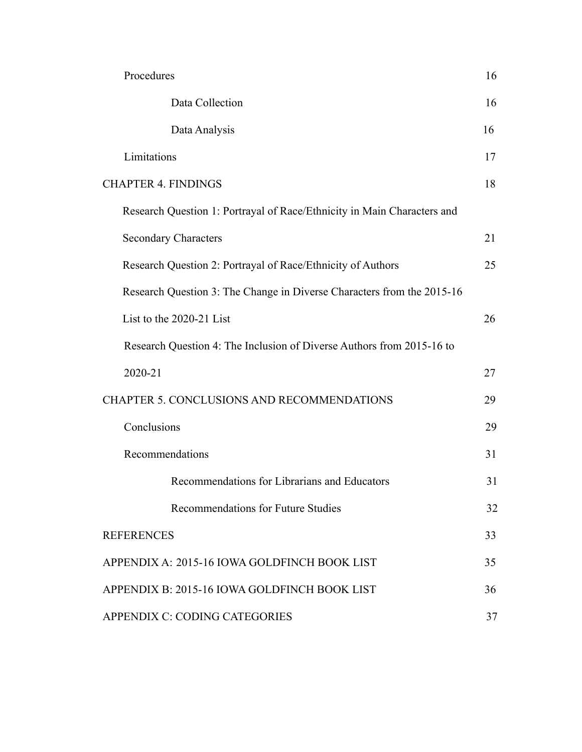Procedures 16

Data Collection 16

Data Analysis 16

Limitations 17

CHAPTER 4. FINDINGS 18

Research Question 1: Portrayal of Race/Ethnicity in Main Characters and Secondary Characters 21

Research Question 2: Portrayal of Race/Ethnicity of Authors 25

Research Question 3: The Change in Diverse Characters from the 2015-16 List to the 2020-21 List 26

Research Question 4: The Inclusion of Diverse Authors from 2015-16 to 2020-21 27

CHAPTER 5. CONCLUSIONS AND RECOMMENDATIONS 29

Conclusions 29

Recommendations 31

Recommendations for Librarians and Educators 31

Recommendations for Future Studies 32

REFERENCES 33

APPENDIX A: 2015-16 IOWA GOLDFINCH BOOK LIST 35

APPENDIX B: 2015-16 IOWA GOLDFINCH BOOK LIST 36

APPENDIX C: CODING CATEGORIES 37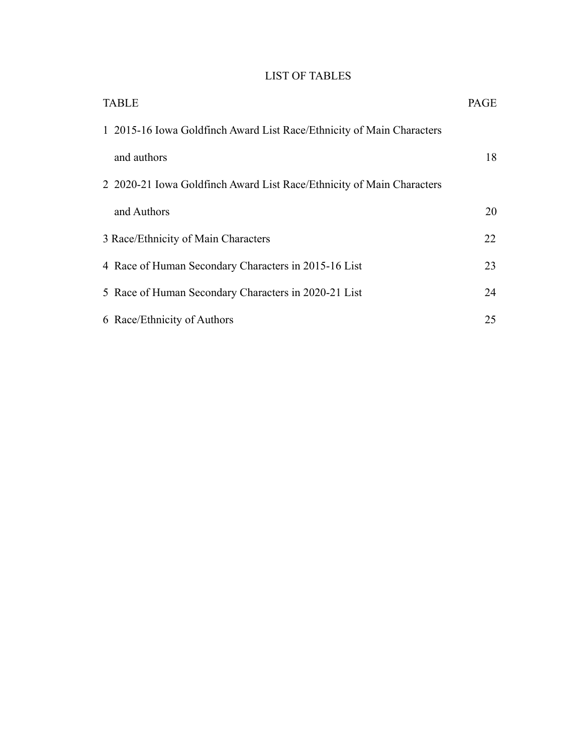# LIST OF TABLES

| TABLE | PAGE |
|---|---|
| 1 2015-16 Iowa Goldfinch Award List Race/Ethnicity of Main Characters and authors | 18 |
| 2 2020-21 Iowa Goldfinch Award List Race/Ethnicity of Main Characters and Authors | 20 |
| 3 Race/Ethnicity of Main Characters | 22 |
| 4 Race of Human Secondary Characters in 2015-16 List | 23 |
| 5 Race of Human Secondary Characters in 2020-21 List | 24 |
| 6 Race/Ethnicity of Authors | 25 |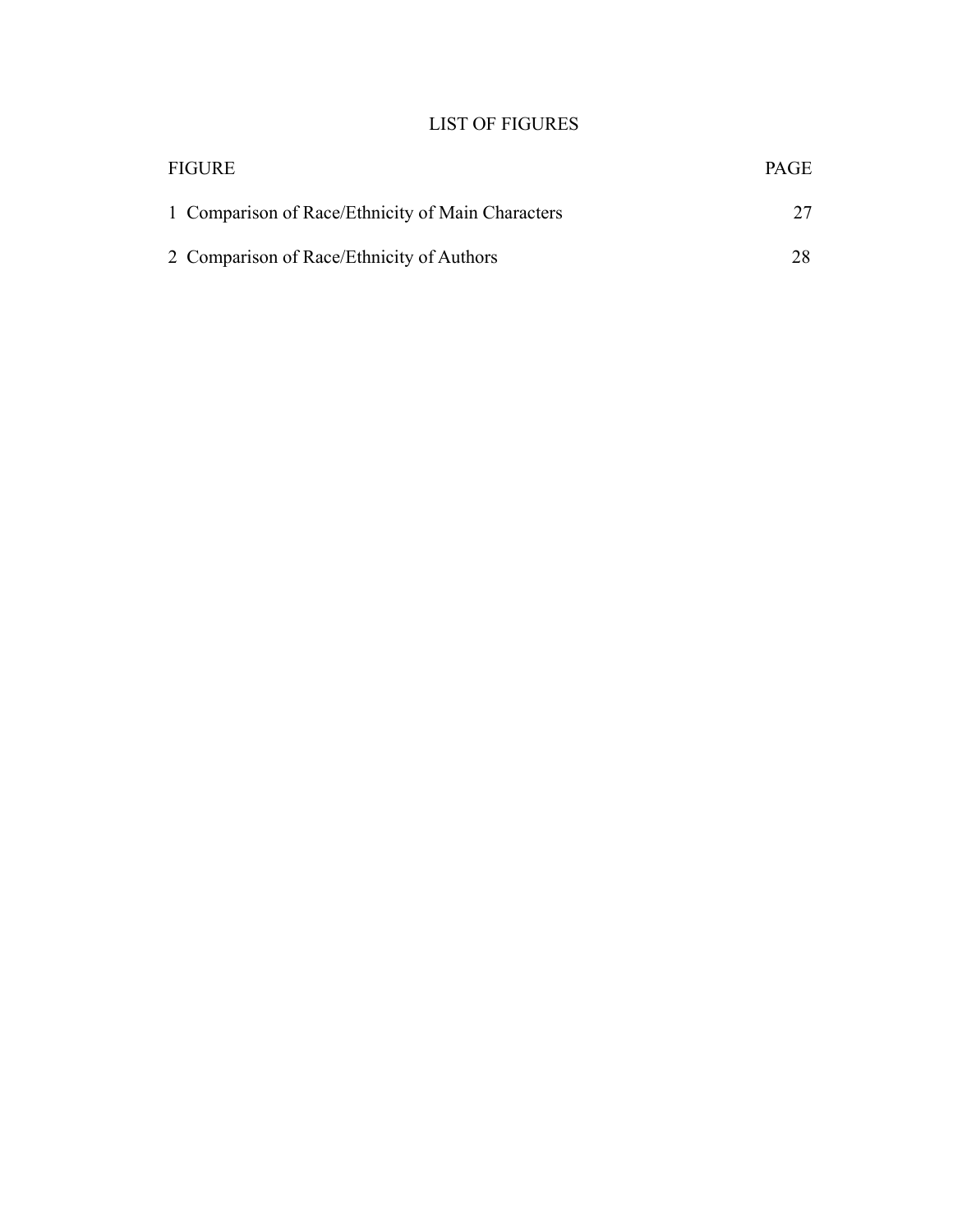# LIST OF FIGURES

| FIGURE | PAGE |
|---|---|
| 1 Comparison of Race/Ethnicity of Main Characters | 27 |
| 2 Comparison of Race/Ethnicity of Authors | 28 |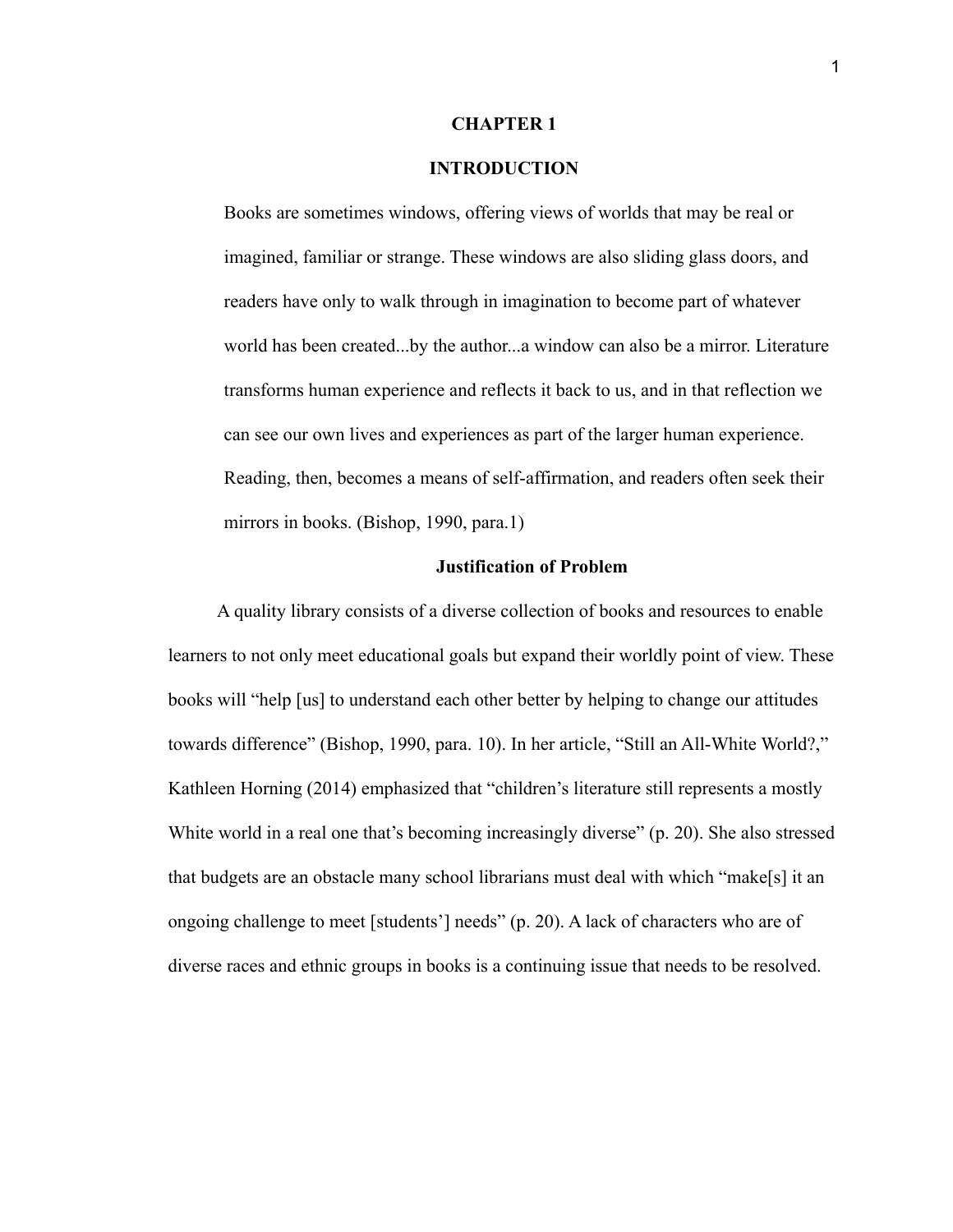# CHAPTER 1

# INTRODUCTION

> Books are sometimes windows, offering views of worlds that may be real or imagined, familiar or strange. These windows are also sliding glass doors, and readers have only to walk through in imagination to become part of whatever world has been created...by the author...a window can also be a mirror. Literature transforms human experience and reflects it back to us, and in that reflection we can see our own lives and experiences as part of the larger human experience. Reading, then, becomes a means of self-affirmation, and readers often seek their mirrors in books. (Bishop, 1990, para.1)

## Justification of Problem

A quality library consists of a diverse collection of books and resources to enable learners to not only meet educational goals but expand their worldly point of view. These books will "help [us] to understand each other better by helping to change our attitudes towards difference" (Bishop, 1990, para. 10). In her article, "Still an All-White World?," Kathleen Horning (2014) emphasized that "children's literature still represents a mostly White world in a real one that's becoming increasingly diverse" (p. 20). She also stressed that budgets are an obstacle many school librarians must deal with which "make[s] it an ongoing challenge to meet [students'] needs" (p. 20). A lack of characters who are of diverse races and ethnic groups in books is a continuing issue that needs to be resolved.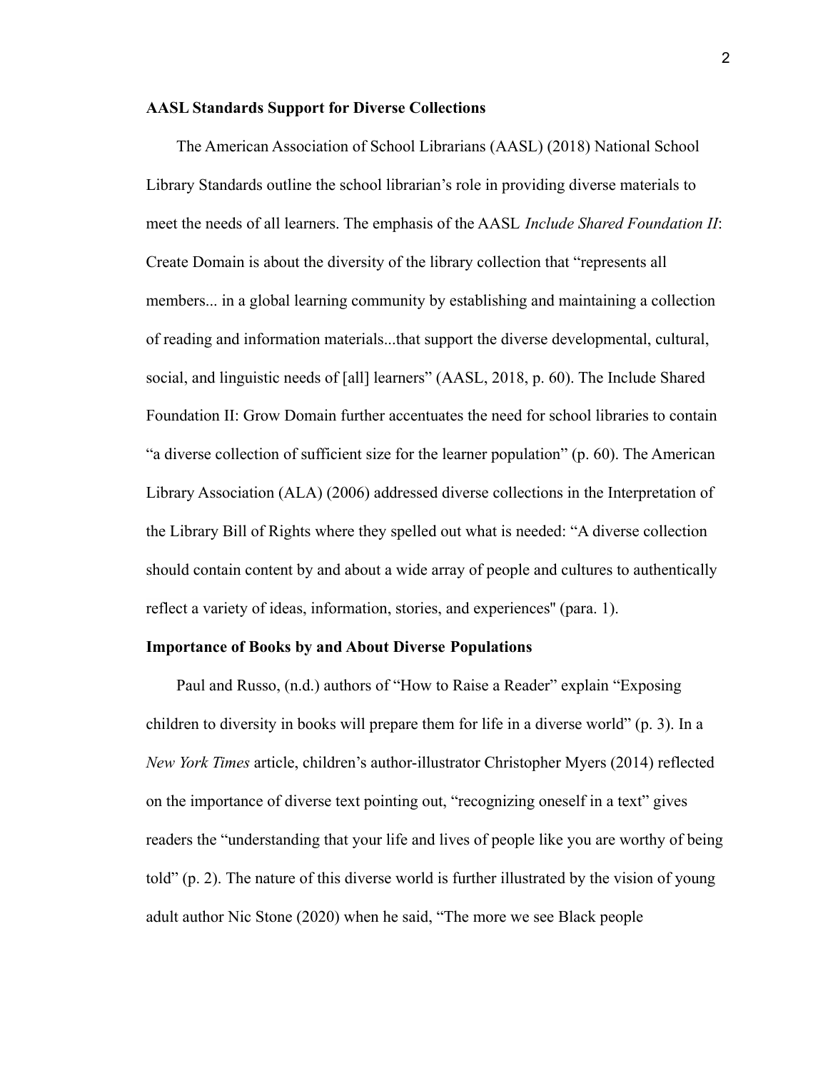## AASL Standards Support for Diverse Collections

The American Association of School Librarians (AASL) (2018) National School Library Standards outline the school librarian's role in providing diverse materials to meet the needs of all learners. The emphasis of the AASL *Include Shared Foundation II*: Create Domain is about the diversity of the library collection that "represents all members... in a global learning community by establishing and maintaining a collection of reading and information materials...that support the diverse developmental, cultural, social, and linguistic needs of [all] learners" (AASL, 2018, p. 60). The Include Shared Foundation II: Grow Domain further accentuates the need for school libraries to contain "a diverse collection of sufficient size for the learner population" (p. 60). The American Library Association (ALA) (2006) addressed diverse collections in the Interpretation of the Library Bill of Rights where they spelled out what is needed: "A diverse collection should contain content by and about a wide array of people and cultures to authentically reflect a variety of ideas, information, stories, and experiences" (para. 1).

## Importance of Books by and About Diverse Populations

Paul and Russo, (n.d.) authors of "How to Raise a Reader" explain "Exposing children to diversity in books will prepare them for life in a diverse world" (p. 3). In a *New York Times* article, children's author-illustrator Christopher Myers (2014) reflected on the importance of diverse text pointing out, "recognizing oneself in a text" gives readers the "understanding that your life and lives of people like you are worthy of being told" (p. 2). The nature of this diverse world is further illustrated by the vision of young adult author Nic Stone (2020) when he said, "The more we see Black people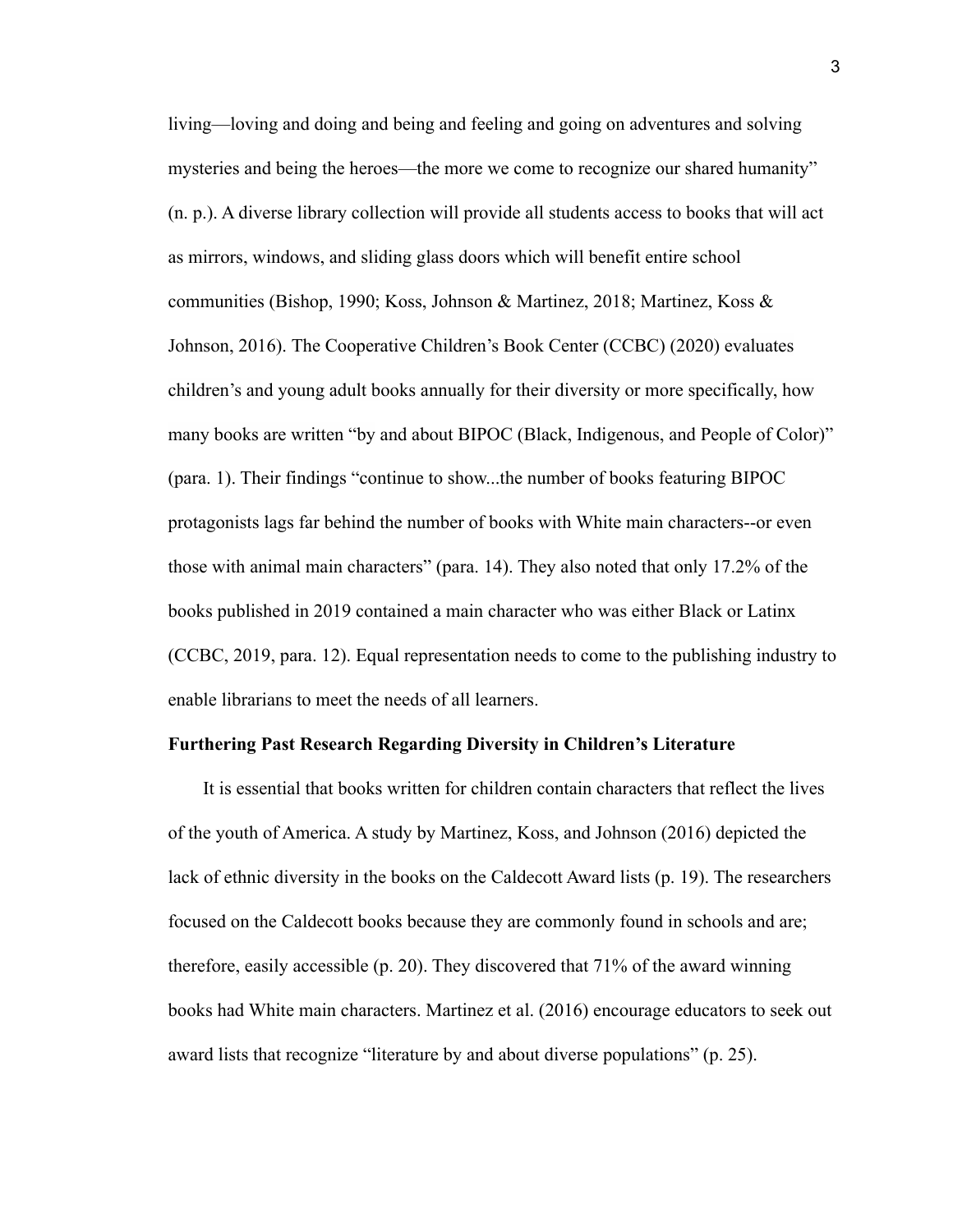living—loving and doing and being and feeling and going on adventures and solving mysteries and being the heroes—the more we come to recognize our shared humanity" (n. p.). A diverse library collection will provide all students access to books that will act as mirrors, windows, and sliding glass doors which will benefit entire school communities (Bishop, 1990; Koss, Johnson & Martinez, 2018; Martinez, Koss & Johnson, 2016). The Cooperative Children's Book Center (CCBC) (2020) evaluates children's and young adult books annually for their diversity or more specifically, how many books are written "by and about BIPOC (Black, Indigenous, and People of Color)" (para. 1). Their findings "continue to show...the number of books featuring BIPOC protagonists lags far behind the number of books with White main characters--or even those with animal main characters" (para. 14). They also noted that only 17.2% of the books published in 2019 contained a main character who was either Black or Latinx (CCBC, 2019, para. 12). Equal representation needs to come to the publishing industry to enable librarians to meet the needs of all learners.

**Furthering Past Research Regarding Diversity in Children's Literature**

It is essential that books written for children contain characters that reflect the lives of the youth of America. A study by Martinez, Koss, and Johnson (2016) depicted the lack of ethnic diversity in the books on the Caldecott Award lists (p. 19). The researchers focused on the Caldecott books because they are commonly found in schools and are; therefore, easily accessible (p. 20). They discovered that 71% of the award winning books had White main characters. Martinez et al. (2016) encourage educators to seek out award lists that recognize "literature by and about diverse populations" (p. 25).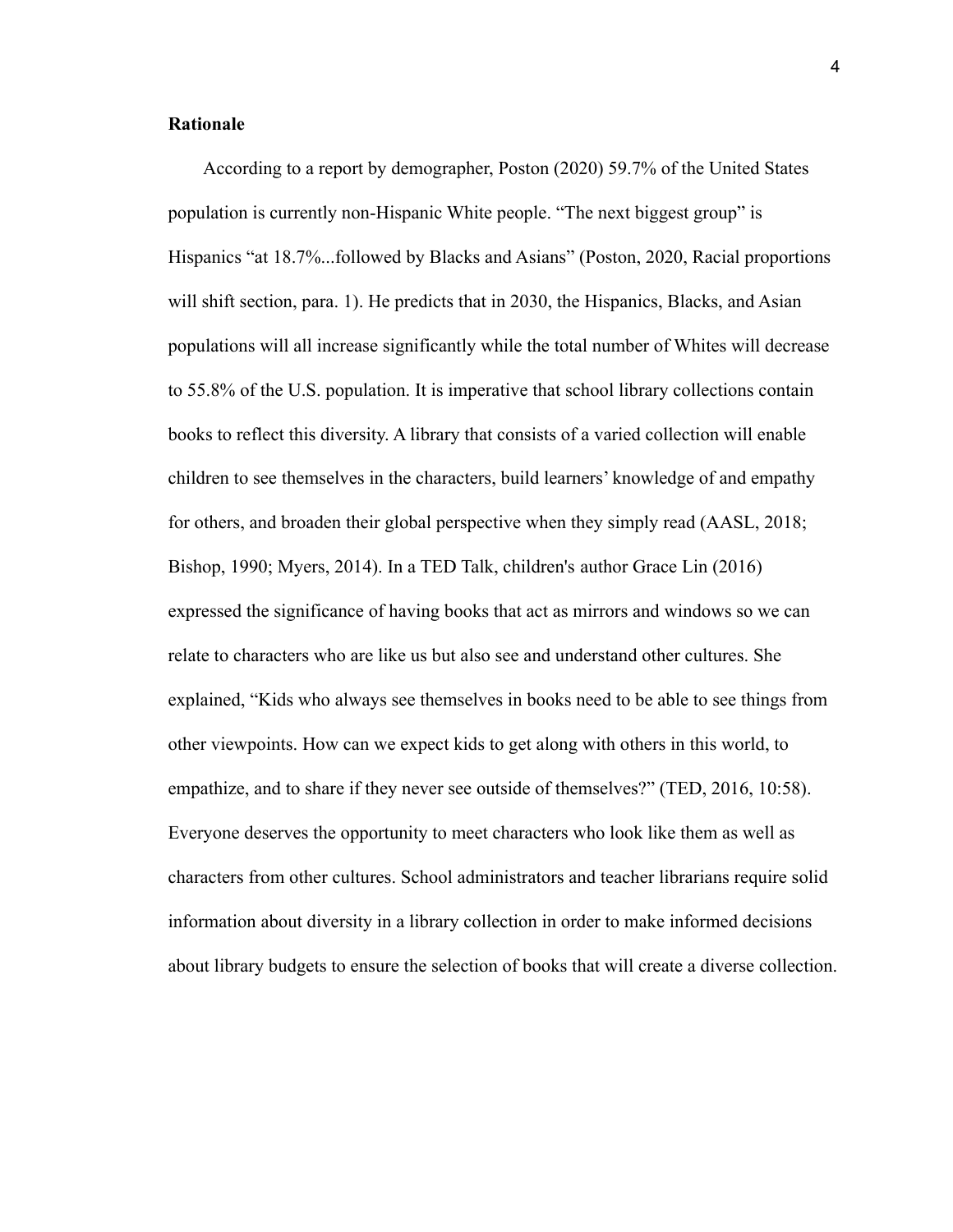**Rationale**

According to a report by demographer, Poston (2020) 59.7% of the United States population is currently non-Hispanic White people. "The next biggest group" is Hispanics "at 18.7%...followed by Blacks and Asians" (Poston, 2020, Racial proportions will shift section, para. 1). He predicts that in 2030, the Hispanics, Blacks, and Asian populations will all increase significantly while the total number of Whites will decrease to 55.8% of the U.S. population. It is imperative that school library collections contain books to reflect this diversity. A library that consists of a varied collection will enable children to see themselves in the characters, build learners' knowledge of and empathy for others, and broaden their global perspective when they simply read (AASL, 2018; Bishop, 1990; Myers, 2014). In a TED Talk, children's author Grace Lin (2016) expressed the significance of having books that act as mirrors and windows so we can relate to characters who are like us but also see and understand other cultures. She explained, "Kids who always see themselves in books need to be able to see things from other viewpoints. How can we expect kids to get along with others in this world, to empathize, and to share if they never see outside of themselves?" (TED, 2016, 10:58). Everyone deserves the opportunity to meet characters who look like them as well as characters from other cultures. School administrators and teacher librarians require solid information about diversity in a library collection in order to make informed decisions about library budgets to ensure the selection of books that will create a diverse collection.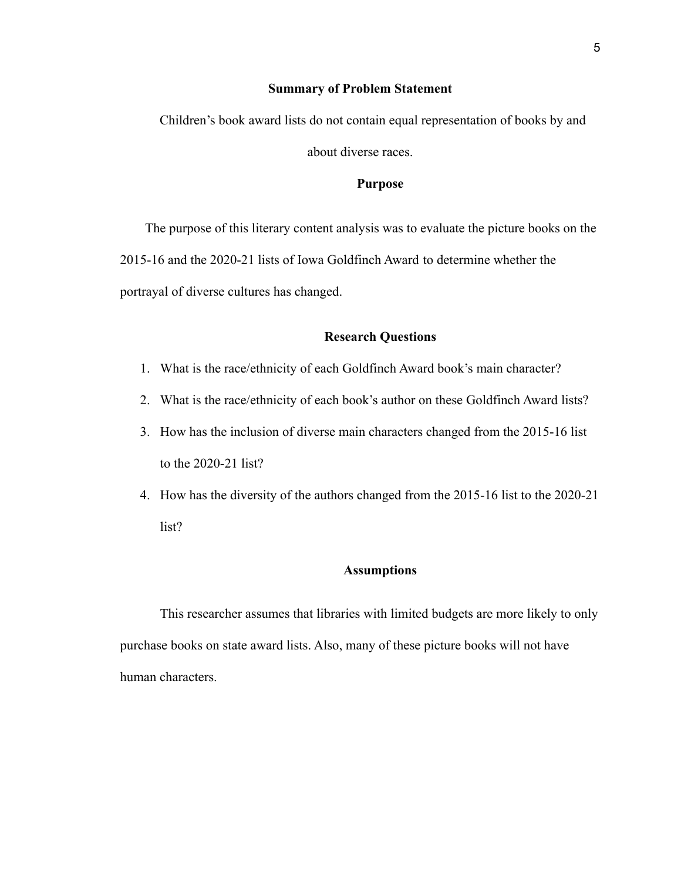## Summary of Problem Statement

Children's book award lists do not contain equal representation of books by and about diverse races.

## Purpose

The purpose of this literary content analysis was to evaluate the picture books on the 2015-16 and the 2020-21 lists of Iowa Goldfinch Award to determine whether the portrayal of diverse cultures has changed.

## Research Questions

1. What is the race/ethnicity of each Goldfinch Award book's main character?
2. What is the race/ethnicity of each book's author on these Goldfinch Award lists?
3. How has the inclusion of diverse main characters changed from the 2015-16 list to the 2020-21 list?
4. How has the diversity of the authors changed from the 2015-16 list to the 2020-21 list?

## Assumptions

This researcher assumes that libraries with limited budgets are more likely to only purchase books on state award lists. Also, many of these picture books will not have human characters.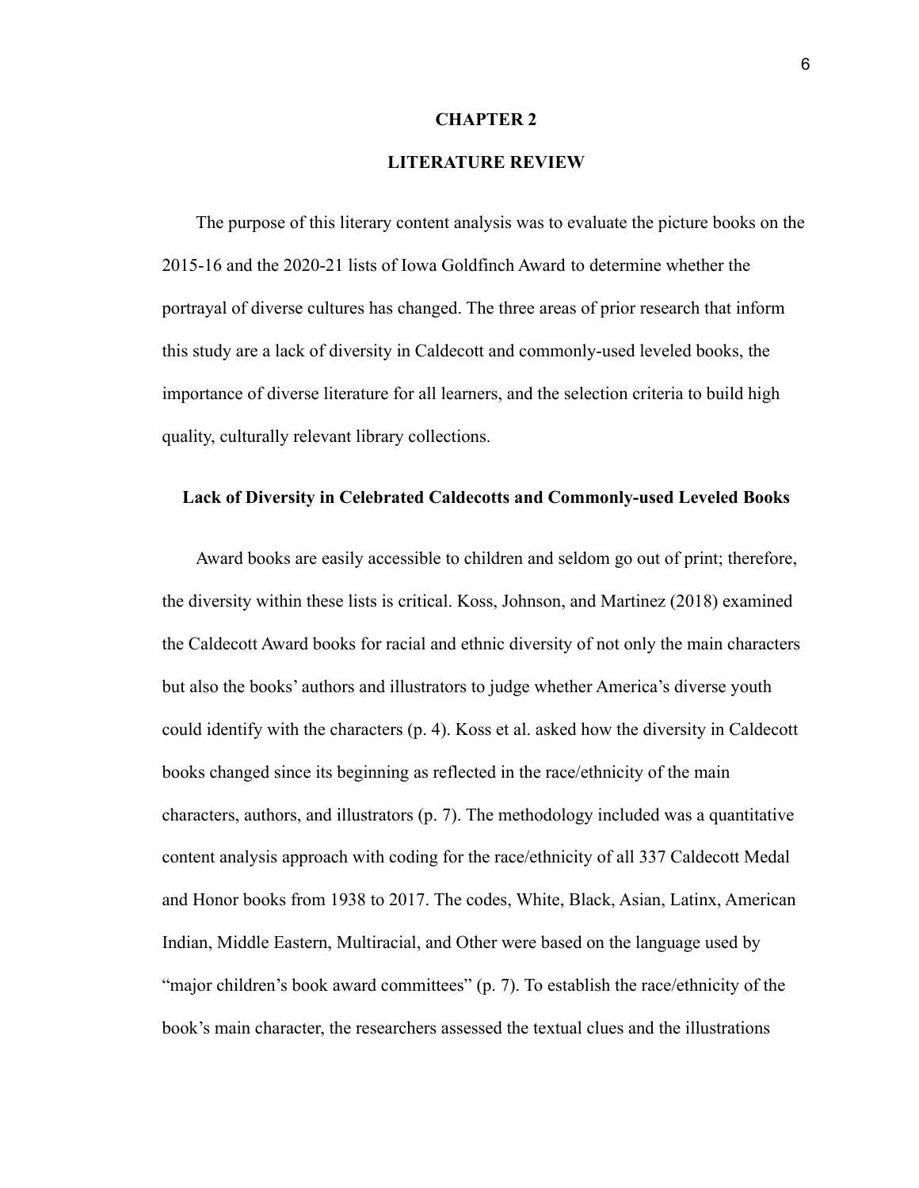# CHAPTER 2

# LITERATURE REVIEW

The purpose of this literary content analysis was to evaluate the picture books on the 2015-16 and the 2020-21 lists of Iowa Goldfinch Award to determine whether the portrayal of diverse cultures has changed. The three areas of prior research that inform this study are a lack of diversity in Caldecott and commonly-used leveled books, the importance of diverse literature for all learners, and the selection criteria to build high quality, culturally relevant library collections.

## Lack of Diversity in Celebrated Caldecotts and Commonly-used Leveled Books

Award books are easily accessible to children and seldom go out of print; therefore, the diversity within these lists is critical. Koss, Johnson, and Martinez (2018) examined the Caldecott Award books for racial and ethnic diversity of not only the main characters but also the books' authors and illustrators to judge whether America's diverse youth could identify with the characters (p. 4). Koss et al. asked how the diversity in Caldecott books changed since its beginning as reflected in the race/ethnicity of the main characters, authors, and illustrators (p. 7). The methodology included was a quantitative content analysis approach with coding for the race/ethnicity of all 337 Caldecott Medal and Honor books from 1938 to 2017. The codes, White, Black, Asian, Latinx, American Indian, Middle Eastern, Multiracial, and Other were based on the language used by "major children's book award committees" (p. 7). To establish the race/ethnicity of the book's main character, the researchers assessed the textual clues and the illustrations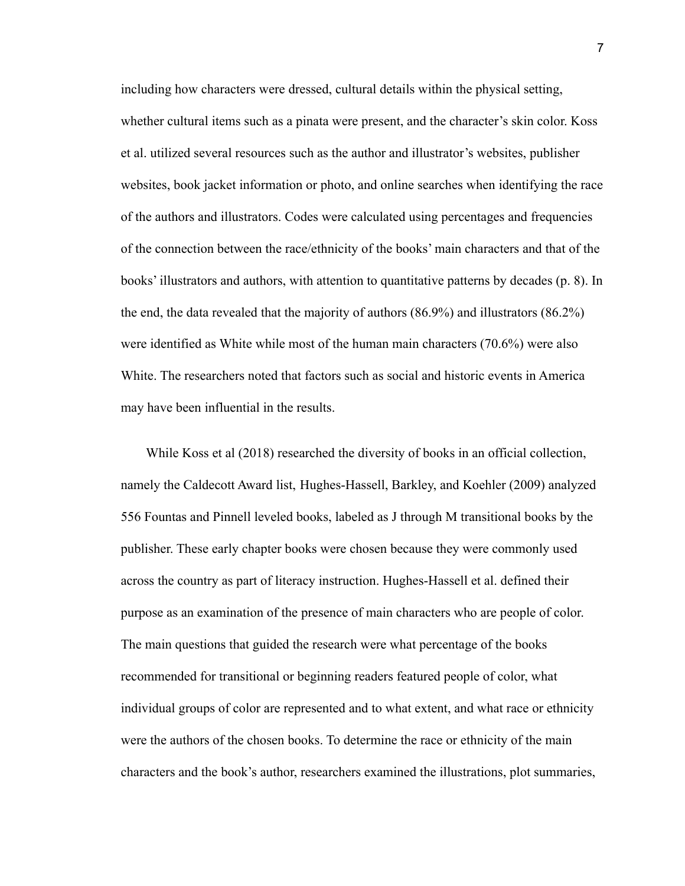including how characters were dressed, cultural details within the physical setting, whether cultural items such as a pinata were present, and the character's skin color. Koss et al. utilized several resources such as the author and illustrator's websites, publisher websites, book jacket information or photo, and online searches when identifying the race of the authors and illustrators. Codes were calculated using percentages and frequencies of the connection between the race/ethnicity of the books' main characters and that of the books' illustrators and authors, with attention to quantitative patterns by decades (p. 8). In the end, the data revealed that the majority of authors (86.9%) and illustrators (86.2%) were identified as White while most of the human main characters (70.6%) were also White. The researchers noted that factors such as social and historic events in America may have been influential in the results.

While Koss et al (2018) researched the diversity of books in an official collection, namely the Caldecott Award list, Hughes-Hassell, Barkley, and Koehler (2009) analyzed 556 Fountas and Pinnell leveled books, labeled as J through M transitional books by the publisher. These early chapter books were chosen because they were commonly used across the country as part of literacy instruction. Hughes-Hassell et al. defined their purpose as an examination of the presence of main characters who are people of color. The main questions that guided the research were what percentage of the books recommended for transitional or beginning readers featured people of color, what individual groups of color are represented and to what extent, and what race or ethnicity were the authors of the chosen books. To determine the race or ethnicity of the main characters and the book's author, researchers examined the illustrations, plot summaries,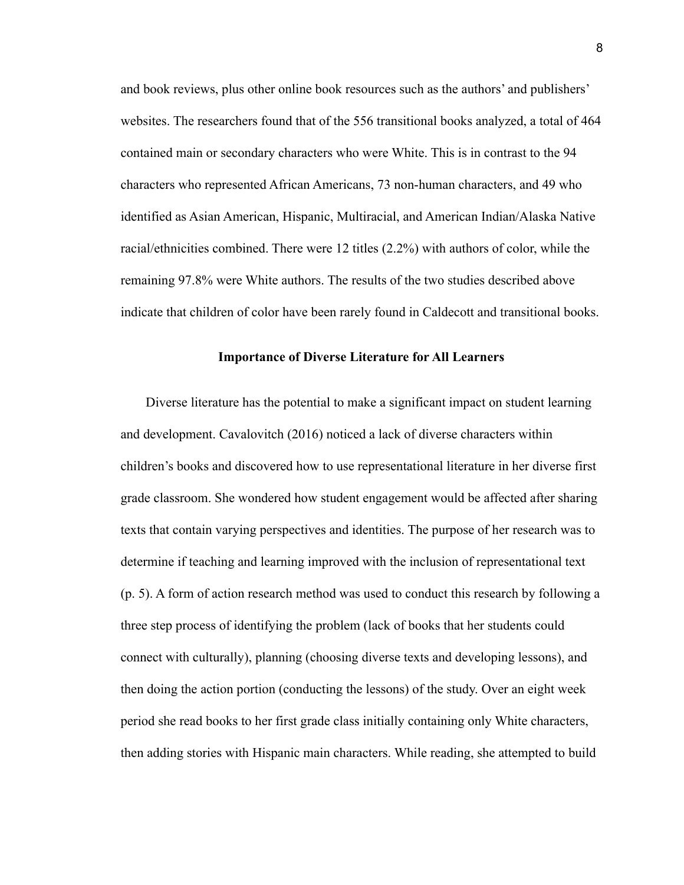and book reviews, plus other online book resources such as the authors' and publishers' websites. The researchers found that of the 556 transitional books analyzed, a total of 464 contained main or secondary characters who were White. This is in contrast to the 94 characters who represented African Americans, 73 non-human characters, and 49 who identified as Asian American, Hispanic, Multiracial, and American Indian/Alaska Native racial/ethnicities combined. There were 12 titles (2.2%) with authors of color, while the remaining 97.8% were White authors. The results of the two studies described above indicate that children of color have been rarely found in Caldecott and transitional books.

## Importance of Diverse Literature for All Learners

Diverse literature has the potential to make a significant impact on student learning and development. Cavalovitch (2016) noticed a lack of diverse characters within children's books and discovered how to use representational literature in her diverse first grade classroom. She wondered how student engagement would be affected after sharing texts that contain varying perspectives and identities. The purpose of her research was to determine if teaching and learning improved with the inclusion of representational text (p. 5). A form of action research method was used to conduct this research by following a three step process of identifying the problem (lack of books that her students could connect with culturally), planning (choosing diverse texts and developing lessons), and then doing the action portion (conducting the lessons) of the study. Over an eight week period she read books to her first grade class initially containing only White characters, then adding stories with Hispanic main characters. While reading, she attempted to build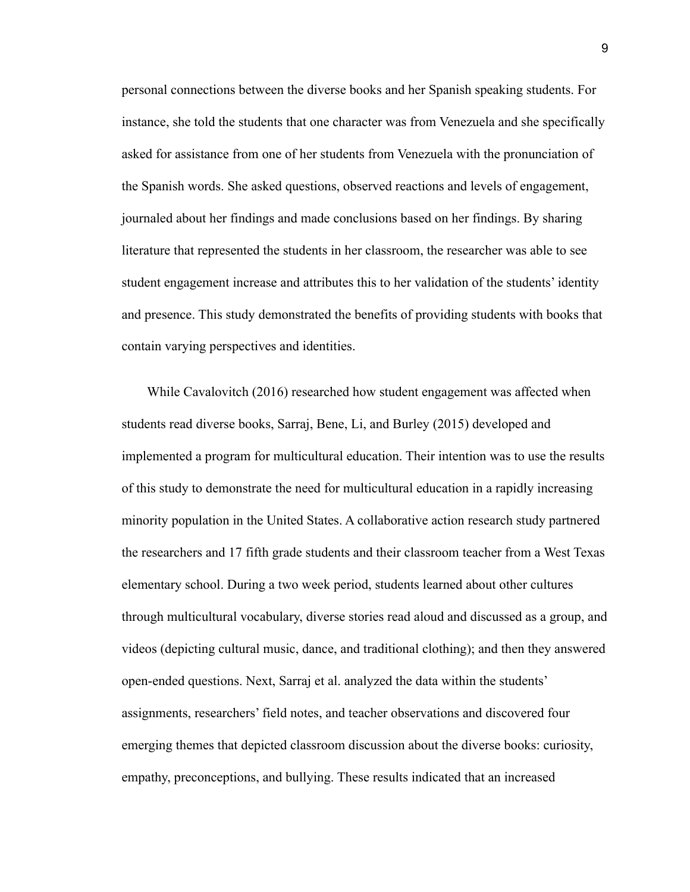personal connections between the diverse books and her Spanish speaking students. For instance, she told the students that one character was from Venezuela and she specifically asked for assistance from one of her students from Venezuela with the pronunciation of the Spanish words. She asked questions, observed reactions and levels of engagement, journaled about her findings and made conclusions based on her findings. By sharing literature that represented the students in her classroom, the researcher was able to see student engagement increase and attributes this to her validation of the students' identity and presence. This study demonstrated the benefits of providing students with books that contain varying perspectives and identities.

While Cavalovitch (2016) researched how student engagement was affected when students read diverse books, Sarraj, Bene, Li, and Burley (2015) developed and implemented a program for multicultural education. Their intention was to use the results of this study to demonstrate the need for multicultural education in a rapidly increasing minority population in the United States. A collaborative action research study partnered the researchers and 17 fifth grade students and their classroom teacher from a West Texas elementary school. During a two week period, students learned about other cultures through multicultural vocabulary, diverse stories read aloud and discussed as a group, and videos (depicting cultural music, dance, and traditional clothing); and then they answered open-ended questions. Next, Sarraj et al. analyzed the data within the students' assignments, researchers' field notes, and teacher observations and discovered four emerging themes that depicted classroom discussion about the diverse books: curiosity, empathy, preconceptions, and bullying. These results indicated that an increased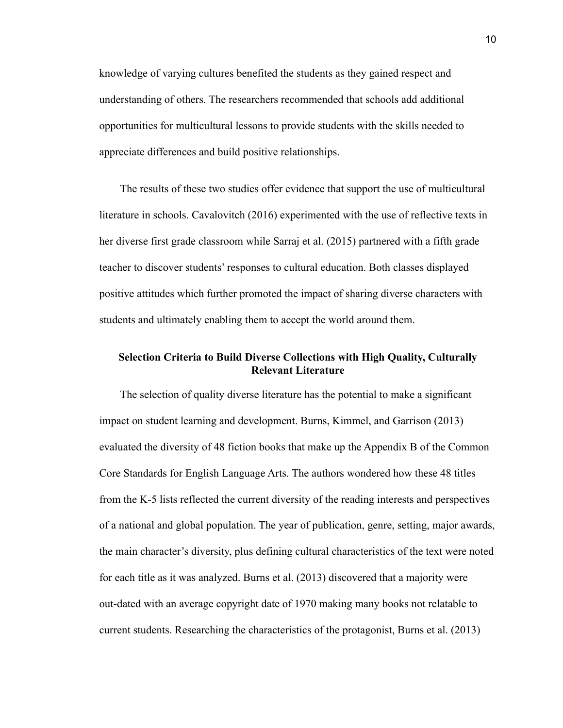knowledge of varying cultures benefited the students as they gained respect and understanding of others. The researchers recommended that schools add additional opportunities for multicultural lessons to provide students with the skills needed to appreciate differences and build positive relationships.

The results of these two studies offer evidence that support the use of multicultural literature in schools. Cavalovitch (2016) experimented with the use of reflective texts in her diverse first grade classroom while Sarraj et al. (2015) partnered with a fifth grade teacher to discover students' responses to cultural education. Both classes displayed positive attitudes which further promoted the impact of sharing diverse characters with students and ultimately enabling them to accept the world around them.

## Selection Criteria to Build Diverse Collections with High Quality, Culturally Relevant Literature

The selection of quality diverse literature has the potential to make a significant impact on student learning and development. Burns, Kimmel, and Garrison (2013) evaluated the diversity of 48 fiction books that make up the Appendix B of the Common Core Standards for English Language Arts. The authors wondered how these 48 titles from the K-5 lists reflected the current diversity of the reading interests and perspectives of a national and global population. The year of publication, genre, setting, major awards, the main character's diversity, plus defining cultural characteristics of the text were noted for each title as it was analyzed. Burns et al. (2013) discovered that a majority were out-dated with an average copyright date of 1970 making many books not relatable to current students. Researching the characteristics of the protagonist, Burns et al. (2013)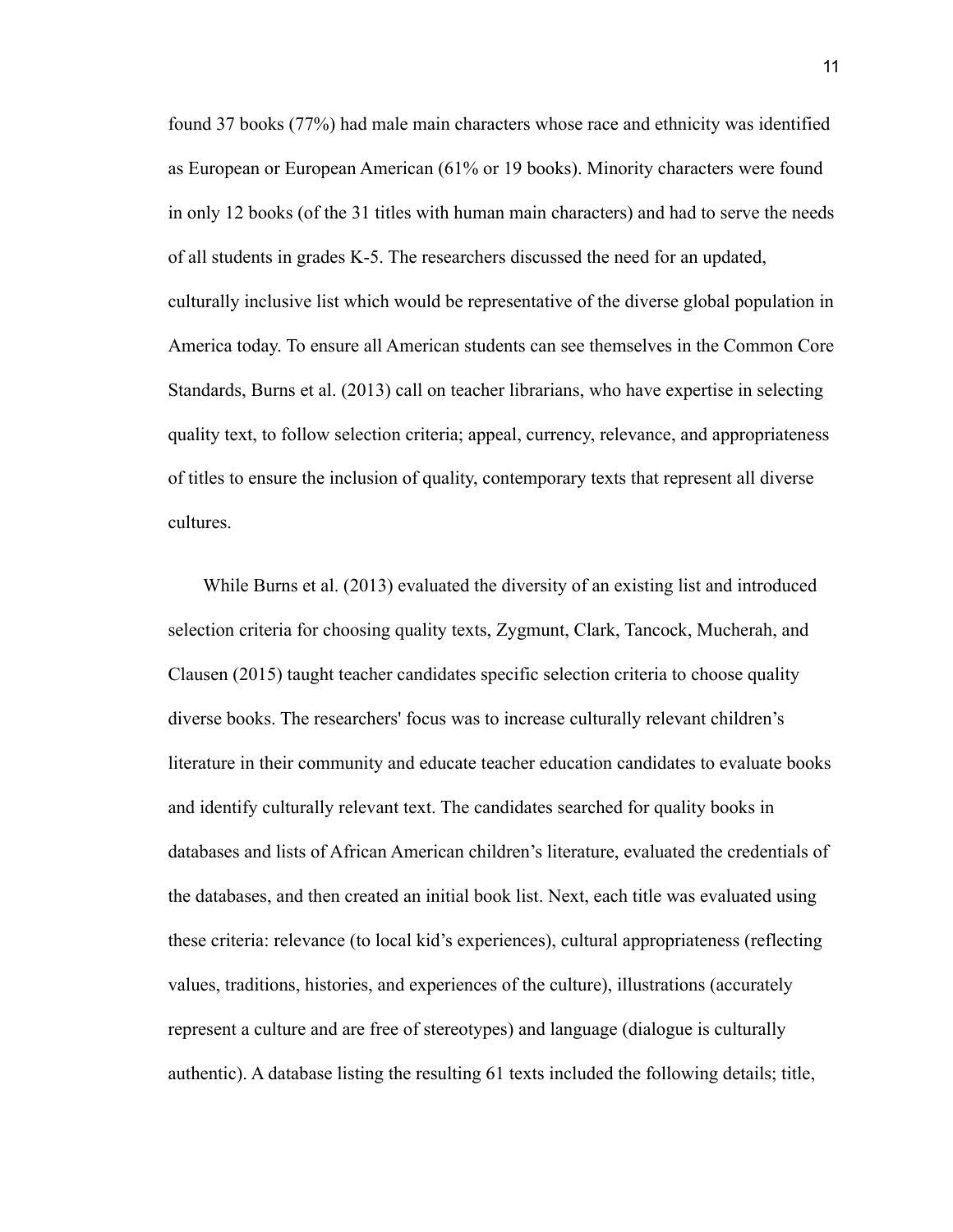found 37 books (77%) had male main characters whose race and ethnicity was identified as European or European American (61% or 19 books). Minority characters were found in only 12 books (of the 31 titles with human main characters) and had to serve the needs of all students in grades K-5. The researchers discussed the need for an updated, culturally inclusive list which would be representative of the diverse global population in America today. To ensure all American students can see themselves in the Common Core Standards, Burns et al. (2013) call on teacher librarians, who have expertise in selecting quality text, to follow selection criteria; appeal, currency, relevance, and appropriateness of titles to ensure the inclusion of quality, contemporary texts that represent all diverse cultures.

While Burns et al. (2013) evaluated the diversity of an existing list and introduced selection criteria for choosing quality texts, Zygmunt, Clark, Tancock, Mucherah, and Clausen (2015) taught teacher candidates specific selection criteria to choose quality diverse books. The researchers' focus was to increase culturally relevant children's literature in their community and educate teacher education candidates to evaluate books and identify culturally relevant text. The candidates searched for quality books in databases and lists of African American children's literature, evaluated the credentials of the databases, and then created an initial book list. Next, each title was evaluated using these criteria: relevance (to local kid's experiences), cultural appropriateness (reflecting values, traditions, histories, and experiences of the culture), illustrations (accurately represent a culture and are free of stereotypes) and language (dialogue is culturally authentic). A database listing the resulting 61 texts included the following details; title,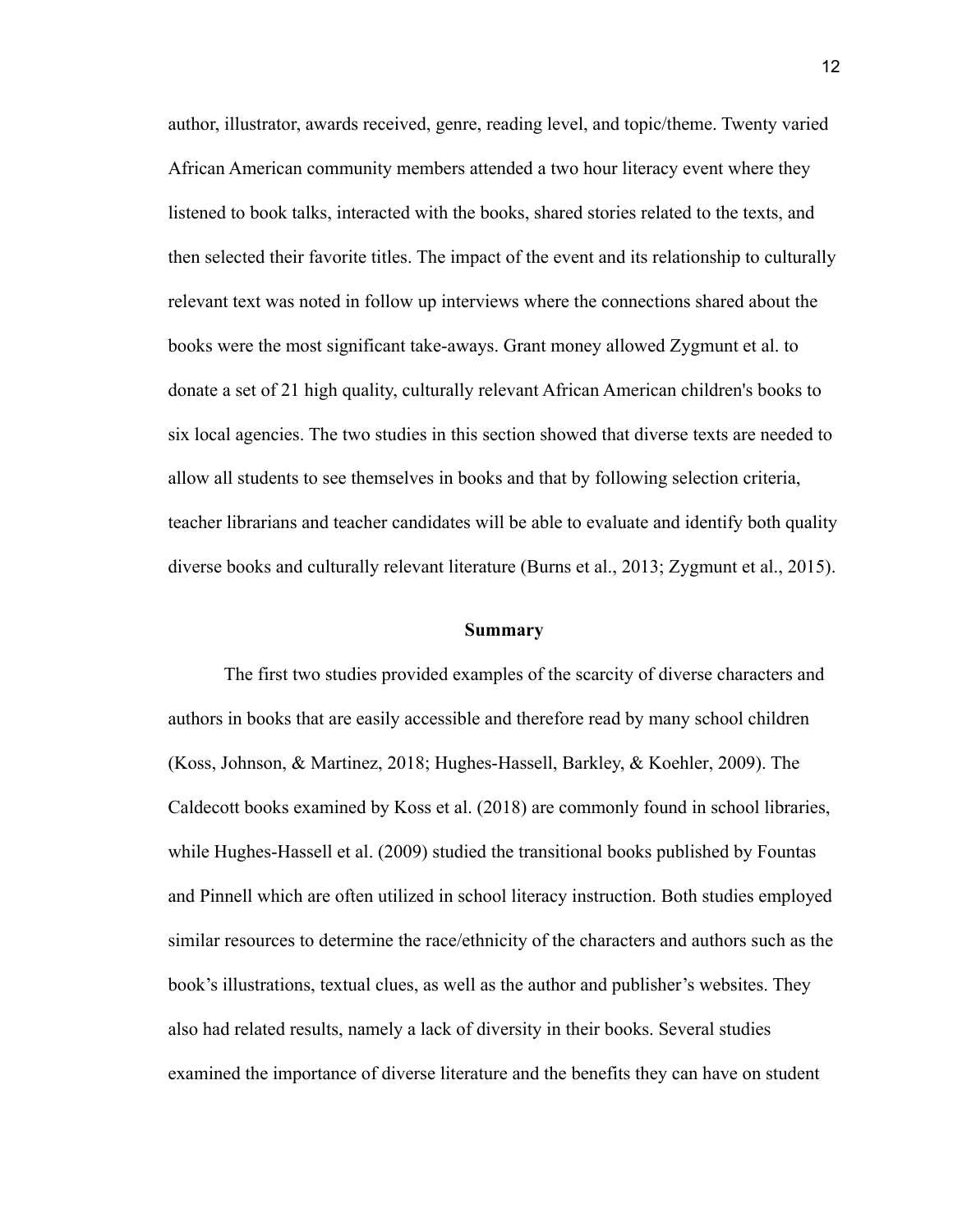author, illustrator, awards received, genre, reading level, and topic/theme. Twenty varied African American community members attended a two hour literacy event where they listened to book talks, interacted with the books, shared stories related to the texts, and then selected their favorite titles. The impact of the event and its relationship to culturally relevant text was noted in follow up interviews where the connections shared about the books were the most significant take-aways. Grant money allowed Zygmunt et al. to donate a set of 21 high quality, culturally relevant African American children's books to six local agencies. The two studies in this section showed that diverse texts are needed to allow all students to see themselves in books and that by following selection criteria, teacher librarians and teacher candidates will be able to evaluate and identify both quality diverse books and culturally relevant literature (Burns et al., 2013; Zygmunt et al., 2015).

## Summary

The first two studies provided examples of the scarcity of diverse characters and authors in books that are easily accessible and therefore read by many school children (Koss, Johnson, & Martinez, 2018; Hughes-Hassell, Barkley, & Koehler, 2009). The Caldecott books examined by Koss et al. (2018) are commonly found in school libraries, while Hughes-Hassell et al. (2009) studied the transitional books published by Fountas and Pinnell which are often utilized in school literacy instruction. Both studies employed similar resources to determine the race/ethnicity of the characters and authors such as the book's illustrations, textual clues, as well as the author and publisher's websites. They also had related results, namely a lack of diversity in their books. Several studies examined the importance of diverse literature and the benefits they can have on student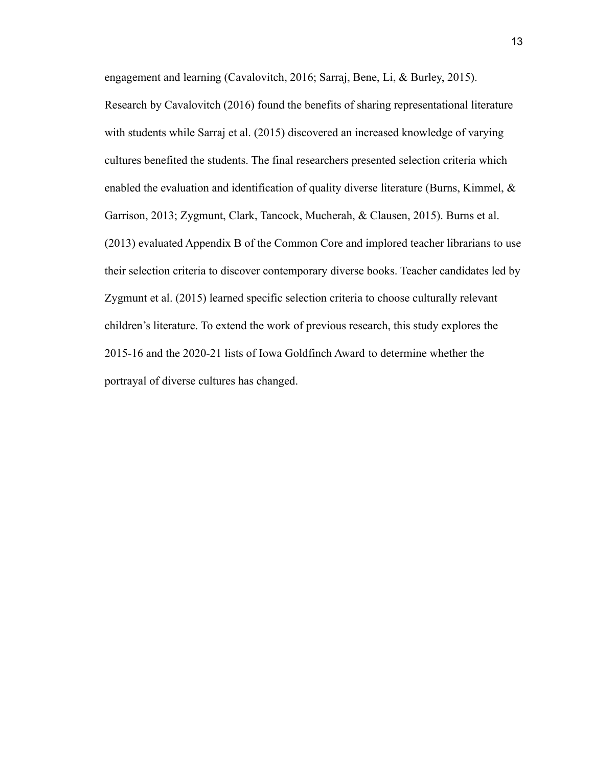engagement and learning (Cavalovitch, 2016; Sarraj, Bene, Li, & Burley, 2015). Research by Cavalovitch (2016) found the benefits of sharing representational literature with students while Sarraj et al. (2015) discovered an increased knowledge of varying cultures benefited the students. The final researchers presented selection criteria which enabled the evaluation and identification of quality diverse literature (Burns, Kimmel, & Garrison, 2013; Zygmunt, Clark, Tancock, Mucherah, & Clausen, 2015). Burns et al. (2013) evaluated Appendix B of the Common Core and implored teacher librarians to use their selection criteria to discover contemporary diverse books. Teacher candidates led by Zygmunt et al. (2015) learned specific selection criteria to choose culturally relevant children's literature. To extend the work of previous research, this study explores the 2015-16 and the 2020-21 lists of Iowa Goldfinch Award to determine whether the portrayal of diverse cultures has changed.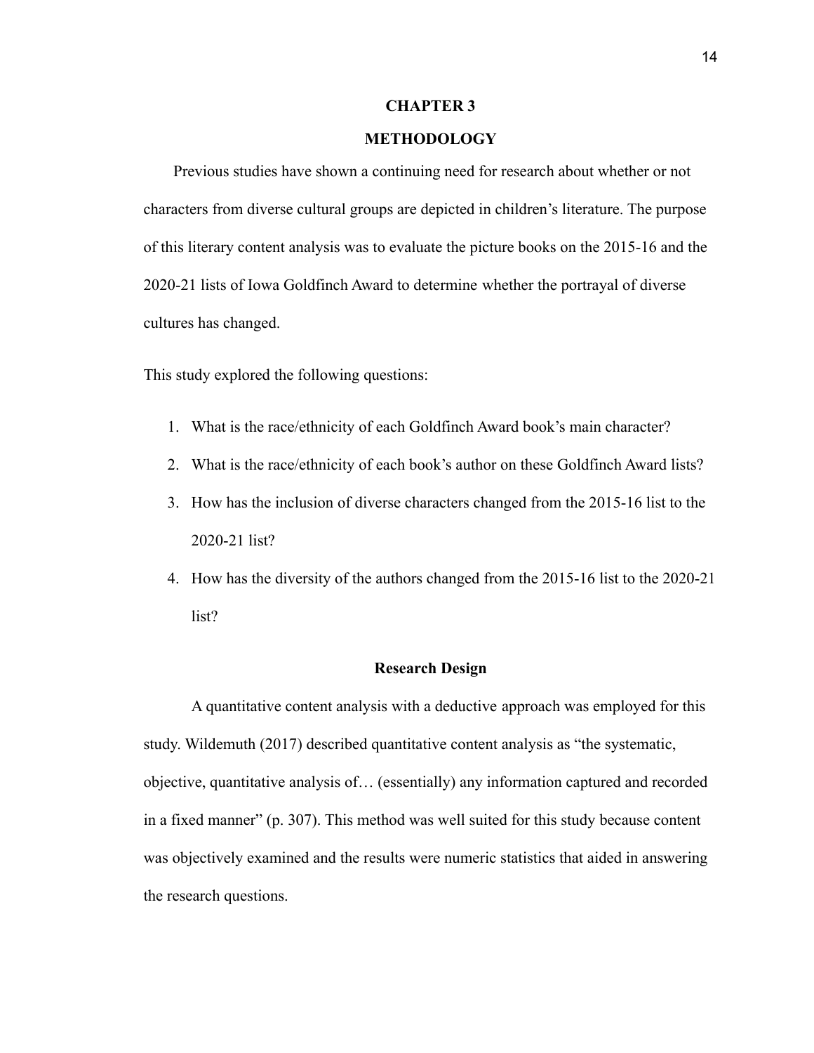# CHAPTER 3

# METHODOLOGY

Previous studies have shown a continuing need for research about whether or not characters from diverse cultural groups are depicted in children's literature. The purpose of this literary content analysis was to evaluate the picture books on the 2015-16 and the 2020-21 lists of Iowa Goldfinch Award to determine whether the portrayal of diverse cultures has changed.

This study explored the following questions:

1. What is the race/ethnicity of each Goldfinch Award book's main character?
2. What is the race/ethnicity of each book's author on these Goldfinch Award lists?
3. How has the inclusion of diverse characters changed from the 2015-16 list to the 2020-21 list?
4. How has the diversity of the authors changed from the 2015-16 list to the 2020-21 list?

## Research Design

A quantitative content analysis with a deductive approach was employed for this study. Wildemuth (2017) described quantitative content analysis as "the systematic, objective, quantitative analysis of… (essentially) any information captured and recorded in a fixed manner" (p. 307). This method was well suited for this study because content was objectively examined and the results were numeric statistics that aided in answering the research questions.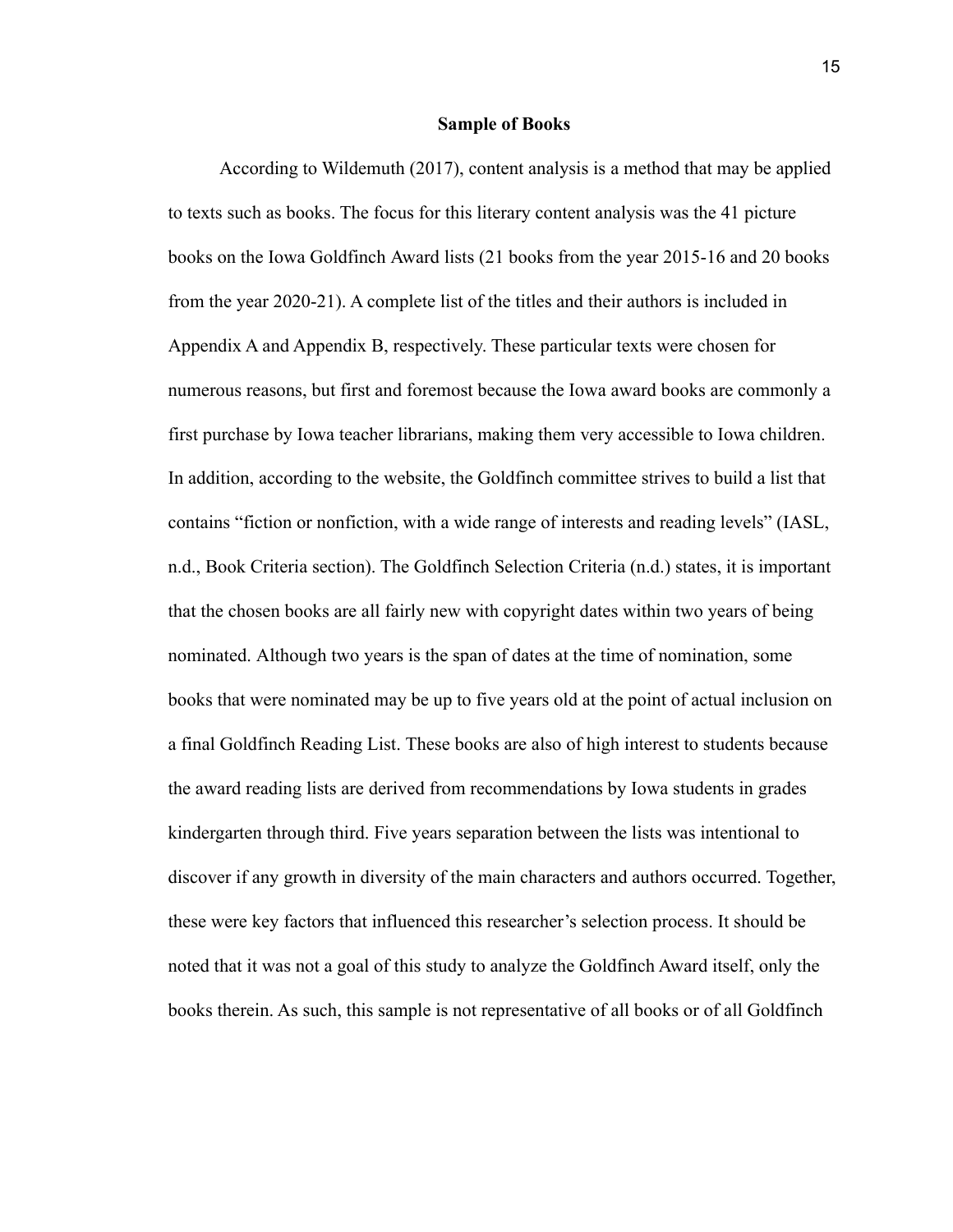## Sample of Books

According to Wildemuth (2017), content analysis is a method that may be applied to texts such as books. The focus for this literary content analysis was the 41 picture books on the Iowa Goldfinch Award lists (21 books from the year 2015-16 and 20 books from the year 2020-21). A complete list of the titles and their authors is included in Appendix A and Appendix B, respectively. These particular texts were chosen for numerous reasons, but first and foremost because the Iowa award books are commonly a first purchase by Iowa teacher librarians, making them very accessible to Iowa children. In addition, according to the website, the Goldfinch committee strives to build a list that contains "fiction or nonfiction, with a wide range of interests and reading levels" (IASL, n.d., Book Criteria section). The Goldfinch Selection Criteria (n.d.) states, it is important that the chosen books are all fairly new with copyright dates within two years of being nominated. Although two years is the span of dates at the time of nomination, some books that were nominated may be up to five years old at the point of actual inclusion on a final Goldfinch Reading List. These books are also of high interest to students because the award reading lists are derived from recommendations by Iowa students in grades kindergarten through third. Five years separation between the lists was intentional to discover if any growth in diversity of the main characters and authors occurred. Together, these were key factors that influenced this researcher's selection process. It should be noted that it was not a goal of this study to analyze the Goldfinch Award itself, only the books therein. As such, this sample is not representative of all books or of all Goldfinch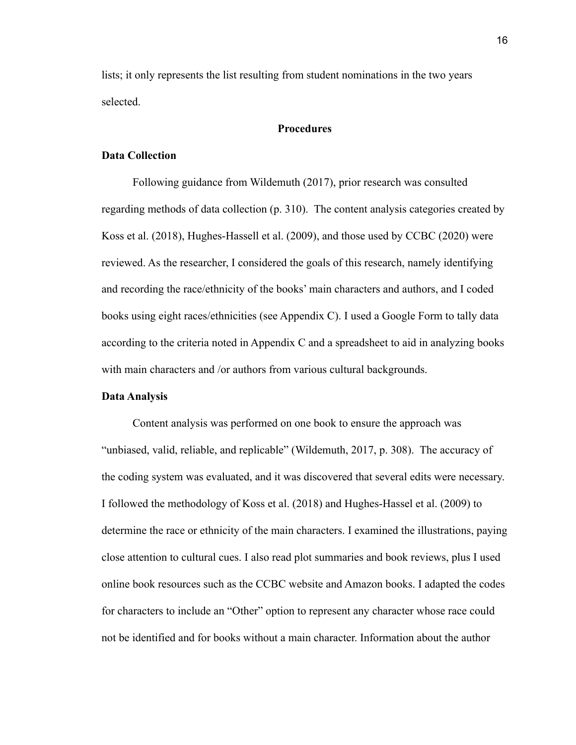lists; it only represents the list resulting from student nominations in the two years selected.

## Procedures

### Data Collection

Following guidance from Wildemuth (2017), prior research was consulted regarding methods of data collection (p. 310).  The content analysis categories created by Koss et al. (2018), Hughes-Hassell et al. (2009), and those used by CCBC (2020) were reviewed. As the researcher, I considered the goals of this research, namely identifying and recording the race/ethnicity of the books' main characters and authors, and I coded books using eight races/ethnicities (see Appendix C). I used a Google Form to tally data according to the criteria noted in Appendix C and a spreadsheet to aid in analyzing books with main characters and /or authors from various cultural backgrounds.

### Data Analysis

Content analysis was performed on one book to ensure the approach was "unbiased, valid, reliable, and replicable" (Wildemuth, 2017, p. 308).  The accuracy of the coding system was evaluated, and it was discovered that several edits were necessary. I followed the methodology of Koss et al. (2018) and Hughes-Hassel et al. (2009) to determine the race or ethnicity of the main characters. I examined the illustrations, paying close attention to cultural cues. I also read plot summaries and book reviews, plus I used online book resources such as the CCBC website and Amazon books. I adapted the codes for characters to include an "Other" option to represent any character whose race could not be identified and for books without a main character. Information about the author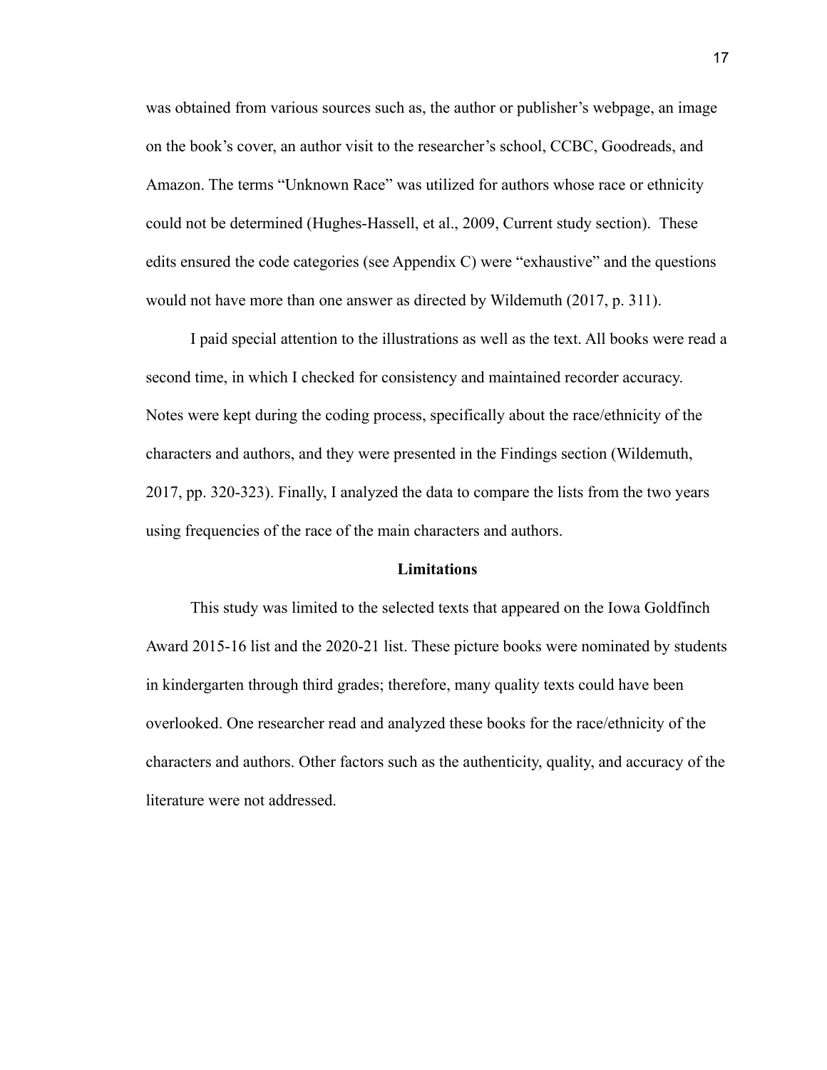was obtained from various sources such as, the author or publisher's webpage, an image on the book's cover, an author visit to the researcher's school, CCBC, Goodreads, and Amazon. The terms "Unknown Race" was utilized for authors whose race or ethnicity could not be determined (Hughes-Hassell, et al., 2009, Current study section). These edits ensured the code categories (see Appendix C) were "exhaustive" and the questions would not have more than one answer as directed by Wildemuth (2017, p. 311).

I paid special attention to the illustrations as well as the text. All books were read a second time, in which I checked for consistency and maintained recorder accuracy. Notes were kept during the coding process, specifically about the race/ethnicity of the characters and authors, and they were presented in the Findings section (Wildemuth, 2017, pp. 320-323). Finally, I analyzed the data to compare the lists from the two years using frequencies of the race of the main characters and authors.

## Limitations

This study was limited to the selected texts that appeared on the Iowa Goldfinch Award 2015-16 list and the 2020-21 list. These picture books were nominated by students in kindergarten through third grades; therefore, many quality texts could have been overlooked. One researcher read and analyzed these books for the race/ethnicity of the characters and authors. Other factors such as the authenticity, quality, and accuracy of the literature were not addressed.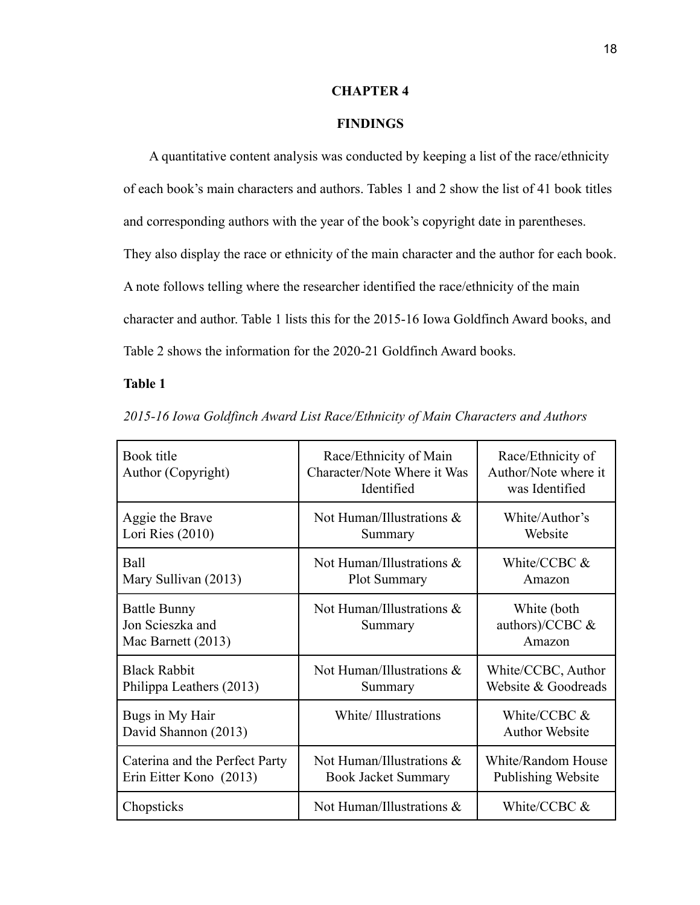# CHAPTER 4

## FINDINGS

A quantitative content analysis was conducted by keeping a list of the race/ethnicity of each book's main characters and authors. Tables 1 and 2 show the list of 41 book titles and corresponding authors with the year of the book's copyright date in parentheses. They also display the race or ethnicity of the main character and the author for each book. A note follows telling where the researcher identified the race/ethnicity of the main character and author. Table 1 lists this for the 2015-16 Iowa Goldfinch Award books, and Table 2 shows the information for the 2020-21 Goldfinch Award books.

**Table 1**

*2015-16 Iowa Goldfinch Award List Race/Ethnicity of Main Characters and Authors*

| Book title<br>Author (Copyright) | Race/Ethnicity of Main Character/Note Where it Was Identified | Race/Ethnicity of Author/Note where it was Identified |
|---|---|---|
| Aggie the Brave<br>Lori Ries (2010) | Not Human/Illustrations & Summary | White/Author's Website |
| Ball<br>Mary Sullivan (2013) | Not Human/Illustrations & Plot Summary | White/CCBC & Amazon |
| Battle Bunny<br>Jon Scieszka and<br>Mac Barnett (2013) | Not Human/Illustrations & Summary | White (both authors)/CCBC & Amazon |
| Black Rabbit<br>Philippa Leathers (2013) | Not Human/Illustrations & Summary | White/CCBC, Author Website & Goodreads |
| Bugs in My Hair<br>David Shannon (2013) | White/ Illustrations | White/CCBC & Author Website |
| Caterina and the Perfect Party<br>Erin Eitter Kono (2013) | Not Human/Illustrations & Book Jacket Summary | White/Random House Publishing Website |
| Chopsticks | Not Human/Illustrations & | White/CCBC & |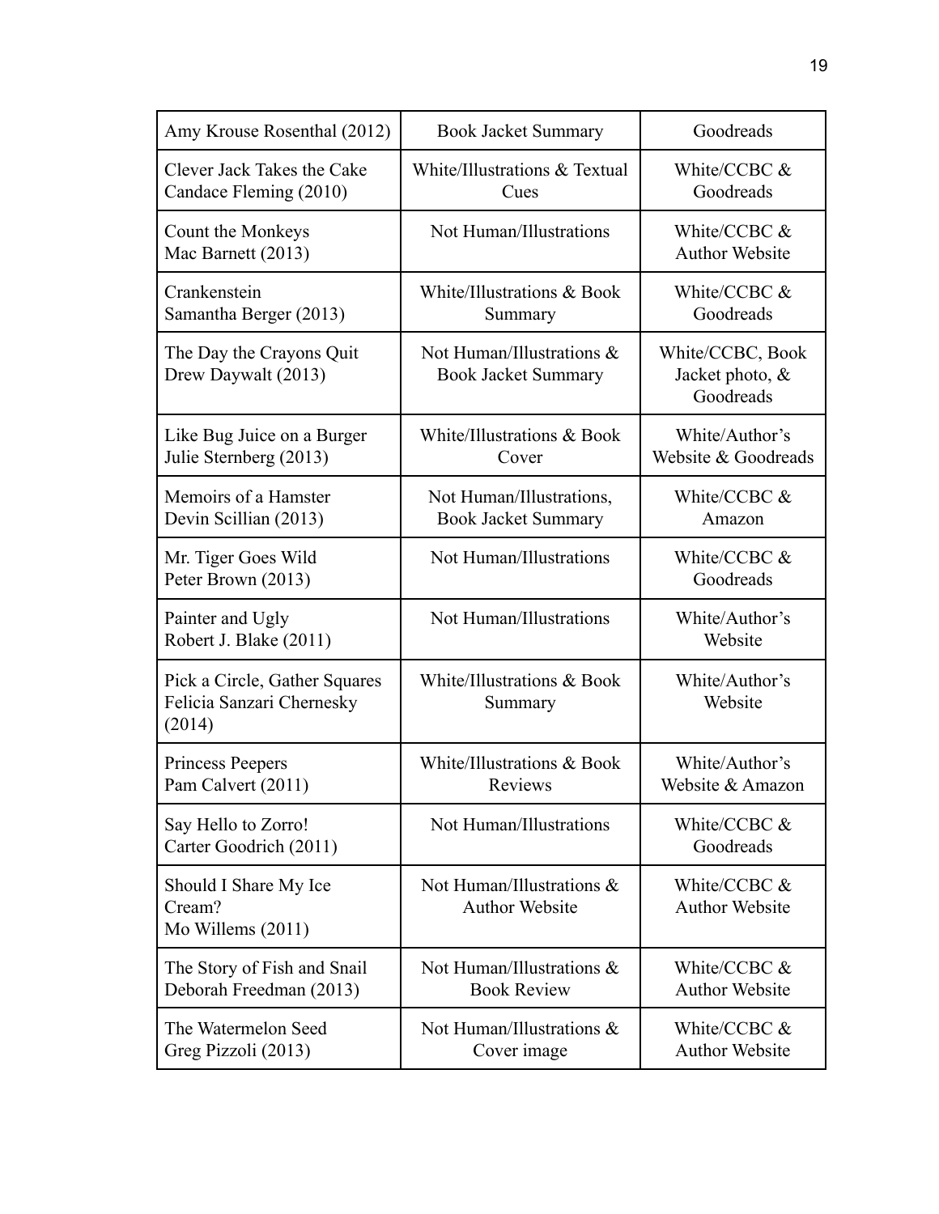| | | |
|---|---|---|
| Amy Krouse Rosenthal (2012) | Book Jacket Summary | Goodreads |
| Clever Jack Takes the Cake Candace Fleming (2010) | White/Illustrations & Textual Cues | White/CCBC & Goodreads |
| Count the Monkeys Mac Barnett (2013) | Not Human/Illustrations | White/CCBC & Author Website |
| Crankenstein Samantha Berger (2013) | White/Illustrations & Book Summary | White/CCBC & Goodreads |
| The Day the Crayons Quit Drew Daywalt (2013) | Not Human/Illustrations & Book Jacket Summary | White/CCBC, Book Jacket photo, & Goodreads |
| Like Bug Juice on a Burger Julie Sternberg (2013) | White/Illustrations & Book Cover | White/Author's Website & Goodreads |
| Memoirs of a Hamster Devin Scillian (2013) | Not Human/Illustrations, Book Jacket Summary | White/CCBC & Amazon |
| Mr. Tiger Goes Wild Peter Brown (2013) | Not Human/Illustrations | White/CCBC & Goodreads |
| Painter and Ugly Robert J. Blake (2011) | Not Human/Illustrations | White/Author's Website |
| Pick a Circle, Gather Squares Felicia Sanzari Chernesky (2014) | White/Illustrations & Book Summary | White/Author's Website |
| Princess Peepers Pam Calvert (2011) | White/Illustrations & Book Reviews | White/Author's Website & Amazon |
| Say Hello to Zorro! Carter Goodrich (2011) | Not Human/Illustrations | White/CCBC & Goodreads |
| Should I Share My Ice Cream? Mo Willems (2011) | Not Human/Illustrations & Author Website | White/CCBC & Author Website |
| The Story of Fish and Snail Deborah Freedman (2013) | Not Human/Illustrations & Book Review | White/CCBC & Author Website |
| The Watermelon Seed Greg Pizzoli (2013) | Not Human/Illustrations & Cover image | White/CCBC & Author Website |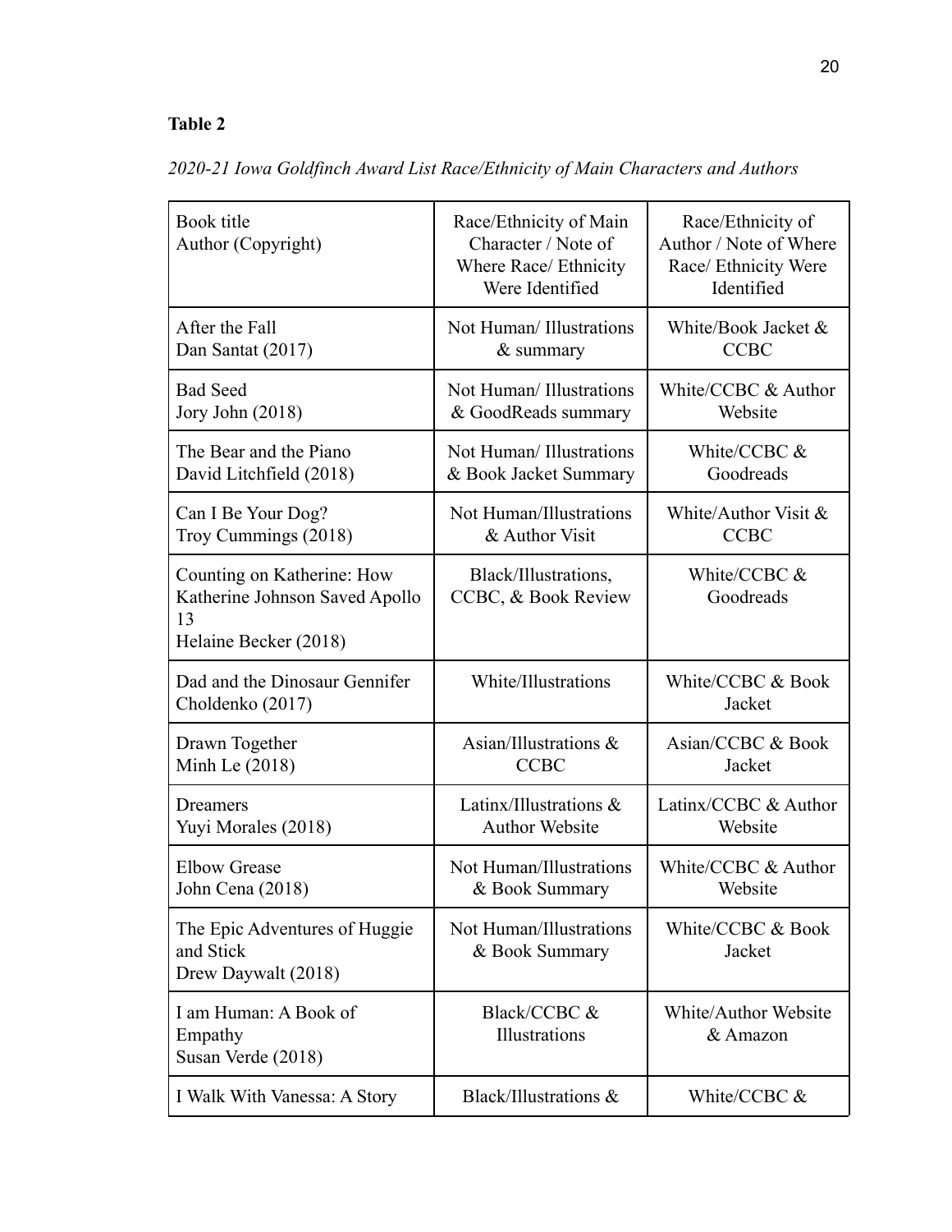**Table 2**

*2020-21 Iowa Goldfinch Award List Race/Ethnicity of Main Characters and Authors*

| Book title<br>Author (Copyright) | Race/Ethnicity of Main Character / Note of Where Race/ Ethnicity Were Identified | Race/Ethnicity of Author / Note of Where Race/ Ethnicity Were Identified |
|---|---|---|
| After the Fall<br>Dan Santat (2017) | Not Human/ Illustrations & summary | White/Book Jacket & CCBC |
| Bad Seed<br>Jory John (2018) | Not Human/ Illustrations & GoodReads summary | White/CCBC & Author Website |
| The Bear and the Piano<br>David Litchfield (2018) | Not Human/ Illustrations & Book Jacket Summary | White/CCBC & Goodreads |
| Can I Be Your Dog?<br>Troy Cummings (2018) | Not Human/Illustrations & Author Visit | White/Author Visit & CCBC |
| Counting on Katherine: How Katherine Johnson Saved Apollo 13<br>Helaine Becker (2018) | Black/Illustrations, CCBC, & Book Review | White/CCBC & Goodreads |
| Dad and the Dinosaur Gennifer Choldenko (2017) | White/Illustrations | White/CCBC & Book Jacket |
| Drawn Together<br>Minh Le (2018) | Asian/Illustrations & CCBC | Asian/CCBC & Book Jacket |
| Dreamers<br>Yuyi Morales (2018) | Latinx/Illustrations & Author Website | Latinx/CCBC & Author Website |
| Elbow Grease<br>John Cena (2018) | Not Human/Illustrations & Book Summary | White/CCBC & Author Website |
| The Epic Adventures of Huggie and Stick<br>Drew Daywalt (2018) | Not Human/Illustrations & Book Summary | White/CCBC & Book Jacket |
| I am Human: A Book of Empathy<br>Susan Verde (2018) | Black/CCBC & Illustrations | White/Author Website & Amazon |
| I Walk With Vanessa: A Story | Black/Illustrations & | White/CCBC & |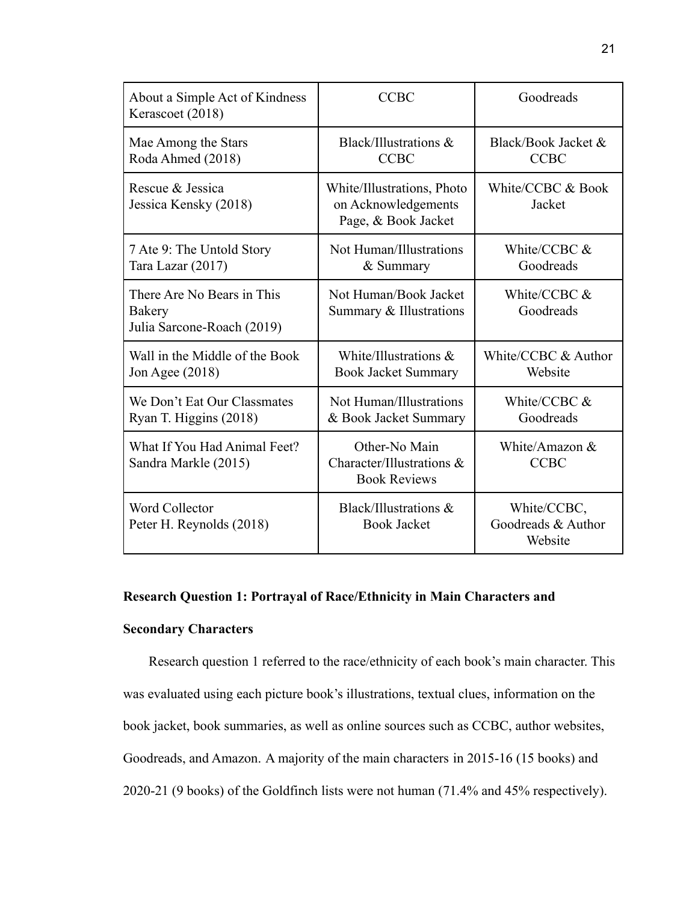| | | |
|---|---|---|
| About a Simple Act of Kindness<br>Kerascoet (2018) | CCBC | Goodreads |
| Mae Among the Stars<br>Roda Ahmed (2018) | Black/Illustrations & CCBC | Black/Book Jacket & CCBC |
| Rescue & Jessica<br>Jessica Kensky (2018) | White/Illustrations, Photo on Acknowledgements Page, & Book Jacket | White/CCBC & Book Jacket |
| 7 Ate 9: The Untold Story<br>Tara Lazar (2017) | Not Human/Illustrations & Summary | White/CCBC & Goodreads |
| There Are No Bears in This Bakery<br>Julia Sarcone-Roach (2019) | Not Human/Book Jacket Summary & Illustrations | White/CCBC & Goodreads |
| Wall in the Middle of the Book<br>Jon Agee (2018) | White/Illustrations & Book Jacket Summary | White/CCBC & Author Website |
| We Don't Eat Our Classmates<br>Ryan T. Higgins (2018) | Not Human/Illustrations & Book Jacket Summary | White/CCBC & Goodreads |
| What If You Had Animal Feet?<br>Sandra Markle (2015) | Other-No Main Character/Illustrations & Book Reviews | White/Amazon & CCBC |
| Word Collector<br>Peter H. Reynolds (2018) | Black/Illustrations & Book Jacket | White/CCBC, Goodreads & Author Website |

**Research Question 1: Portrayal of Race/Ethnicity in Main Characters and Secondary Characters**

Research question 1 referred to the race/ethnicity of each book's main character. This was evaluated using each picture book's illustrations, textual clues, information on the book jacket, book summaries, as well as online sources such as CCBC, author websites, Goodreads, and Amazon. A majority of the main characters in 2015-16 (15 books) and 2020-21 (9 books) of the Goldfinch lists were not human (71.4% and 45% respectively).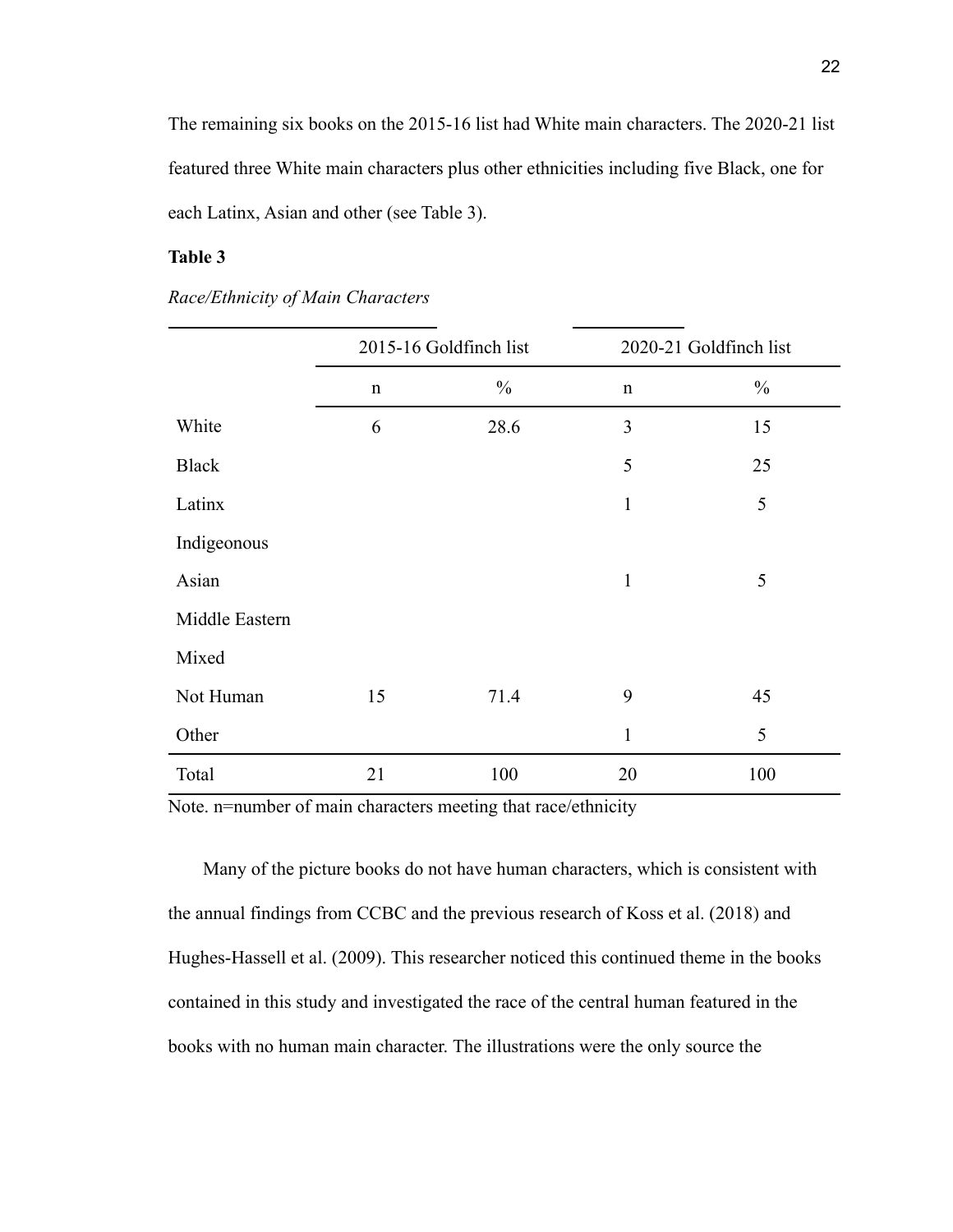The remaining six books on the 2015-16 list had White main characters. The 2020-21 list featured three White main characters plus other ethnicities including five Black, one for each Latinx, Asian and other (see Table 3).

**Table 3**

*Race/Ethnicity of Main Characters*

| | 2015-16 Goldfinch list | | 2020-21 Goldfinch list | |
|---|---|---|---|---|
| | n | % | n | % |
| White | 6 | 28.6 | 3 | 15 |
| Black | | | 5 | 25 |
| Latinx | | | 1 | 5 |
| Indigeonous | | | | |
| Asian | | | 1 | 5 |
| Middle Eastern | | | | |
| Mixed | | | | |
| Not Human | 15 | 71.4 | 9 | 45 |
| Other | | | 1 | 5 |
| Total | 21 | 100 | 20 | 100 |

Note. n=number of main characters meeting that race/ethnicity

Many of the picture books do not have human characters, which is consistent with the annual findings from CCBC and the previous research of Koss et al. (2018) and Hughes-Hassell et al. (2009). This researcher noticed this continued theme in the books contained in this study and investigated the race of the central human featured in the books with no human main character. The illustrations were the only source the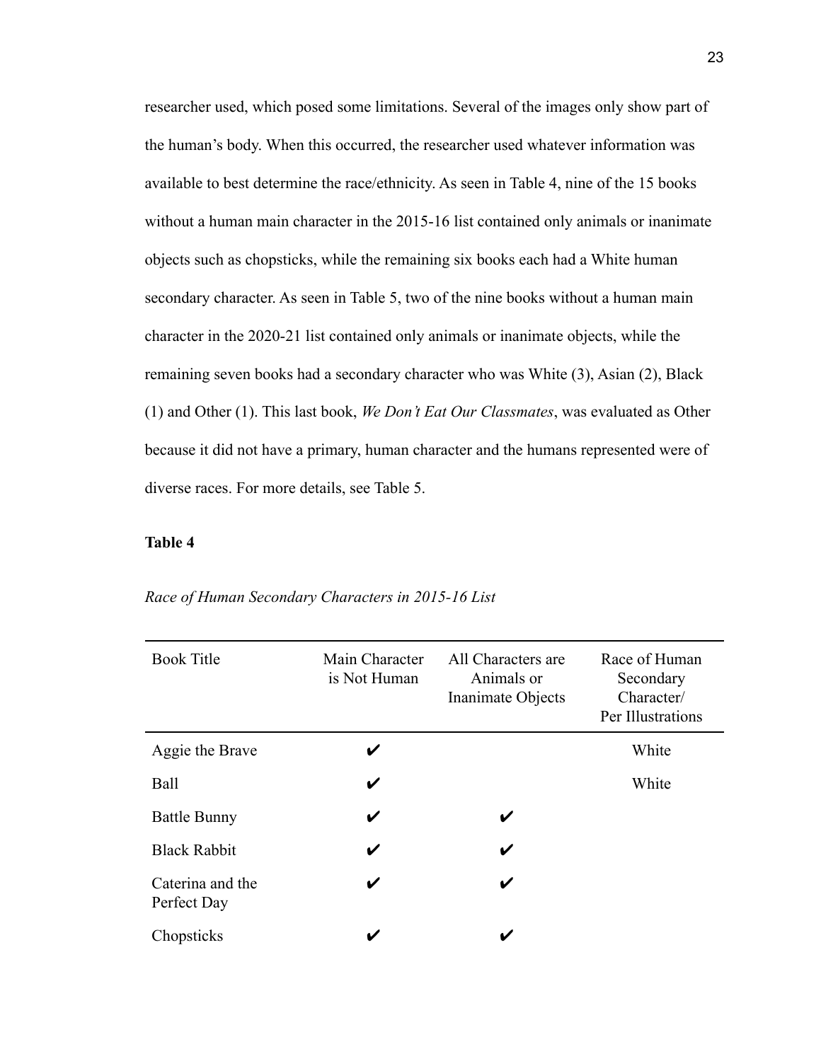researcher used, which posed some limitations. Several of the images only show part of the human's body. When this occurred, the researcher used whatever information was available to best determine the race/ethnicity. As seen in Table 4, nine of the 15 books without a human main character in the 2015-16 list contained only animals or inanimate objects such as chopsticks, while the remaining six books each had a White human secondary character. As seen in Table 5, two of the nine books without a human main character in the 2020-21 list contained only animals or inanimate objects, while the remaining seven books had a secondary character who was White (3), Asian (2), Black (1) and Other (1). This last book, *We Don't Eat Our Classmates*, was evaluated as Other because it did not have a primary, human character and the humans represented were of diverse races. For more details, see Table 5.

**Table 4**

*Race of Human Secondary Characters in 2015-16 List*

| Book Title | Main Character is Not Human | All Characters are Animals or Inanimate Objects | Race of Human Secondary Character/ Per Illustrations |
|---|---|---|---|
| Aggie the Brave | ✔ | | White |
| Ball | ✔ | | White |
| Battle Bunny | ✔ | ✔ | |
| Black Rabbit | ✔ | ✔ | |
| Caterina and the Perfect Day | ✔ | ✔ | |
| Chopsticks | ✔ | ✔ | |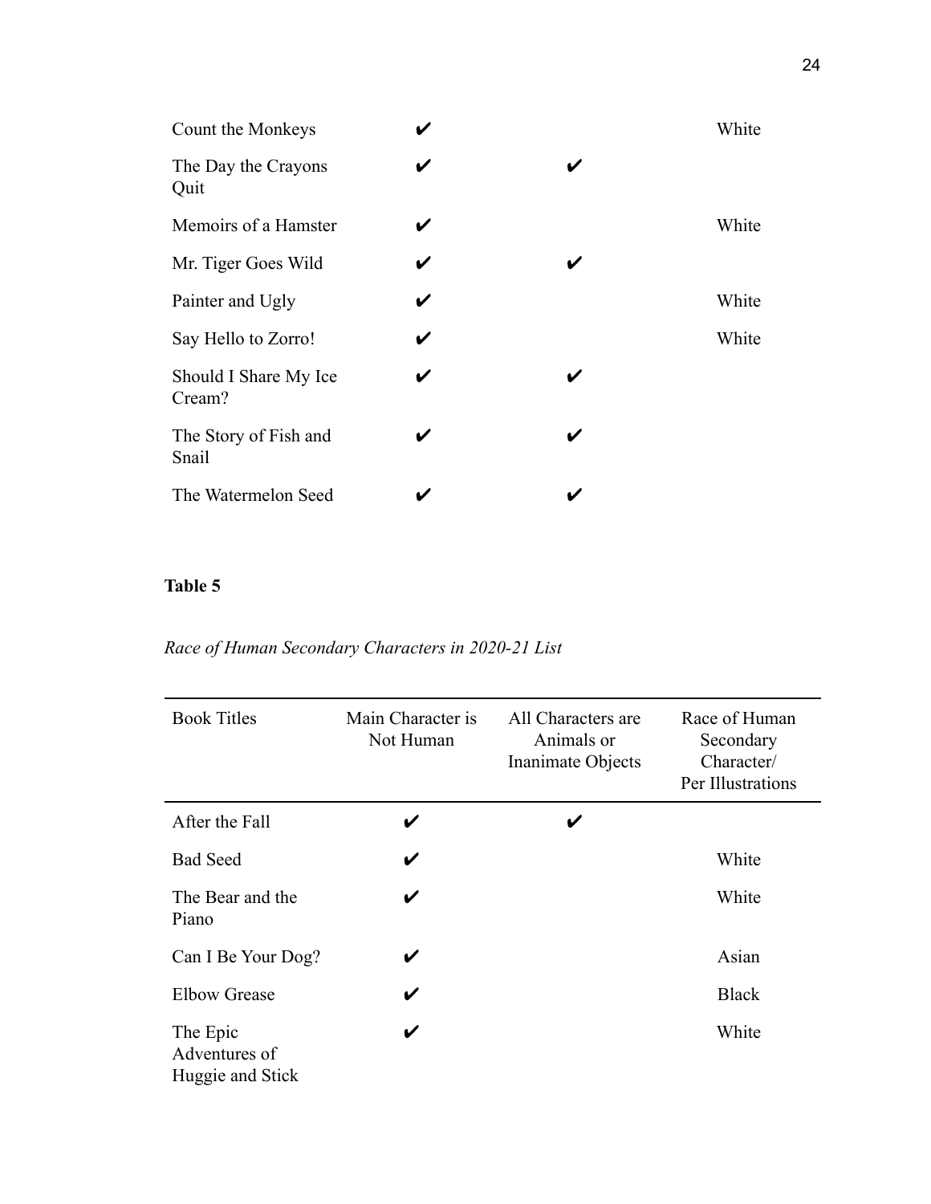| | | | |
|---|---|---|---|
| Count the Monkeys | ✔ | | White |
| The Day the Crayons Quit | ✔ | ✔ | |
| Memoirs of a Hamster | ✔ | | White |
| Mr. Tiger Goes Wild | ✔ | ✔ | |
| Painter and Ugly | ✔ | | White |
| Say Hello to Zorro! | ✔ | | White |
| Should I Share My Ice Cream? | ✔ | ✔ | |
| The Story of Fish and Snail | ✔ | ✔ | |
| The Watermelon Seed | ✔ | ✔ | |

**Table 5**

*Race of Human Secondary Characters in 2020-21 List*

| Book Titles | Main Character is Not Human | All Characters are Animals or Inanimate Objects | Race of Human Secondary Character/ Per Illustrations |
|---|---|---|---|
| After the Fall | ✔ | ✔ | |
| Bad Seed | ✔ | | White |
| The Bear and the Piano | ✔ | | White |
| Can I Be Your Dog? | ✔ | | Asian |
| Elbow Grease | ✔ | | Black |
| The Epic Adventures of Huggie and Stick | ✔ | | White |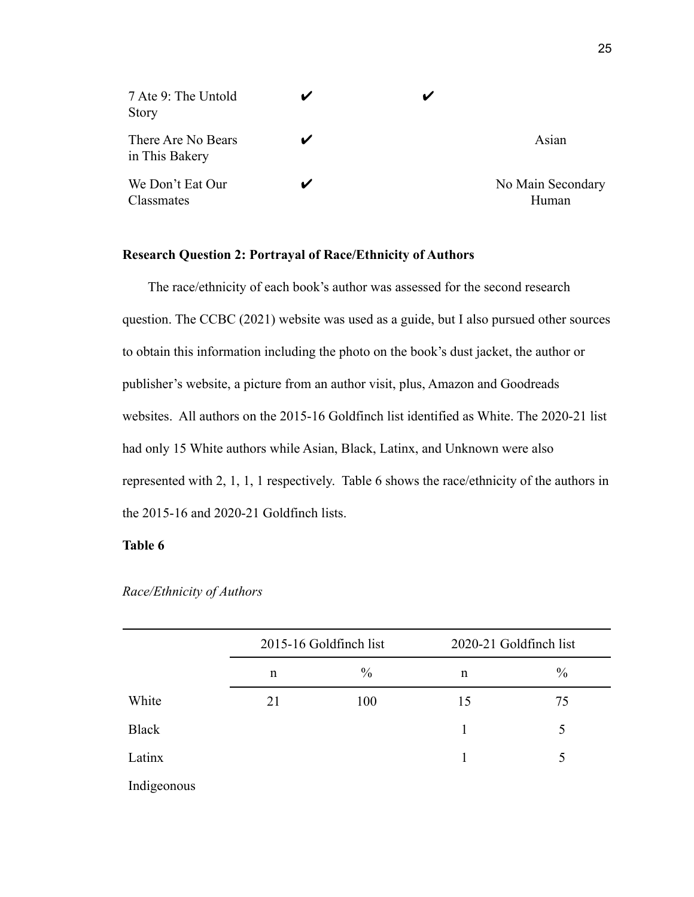| | | | |
|---|---|---|---|
| 7 Ate 9: The Untold Story | ✔ | ✔ | |
| There Are No Bears in This Bakery | ✔ | | Asian |
| We Don't Eat Our Classmates | ✔ | | No Main Secondary Human |

**Research Question 2: Portrayal of Race/Ethnicity of Authors**

The race/ethnicity of each book's author was assessed for the second research question. The CCBC (2021) website was used as a guide, but I also pursued other sources to obtain this information including the photo on the book's dust jacket, the author or publisher's website, a picture from an author visit, plus, Amazon and Goodreads websites. All authors on the 2015-16 Goldfinch list identified as White. The 2020-21 list had only 15 White authors while Asian, Black, Latinx, and Unknown were also represented with 2, 1, 1, 1 respectively. Table 6 shows the race/ethnicity of the authors in the 2015-16 and 2020-21 Goldfinch lists.

**Table 6**

*Race/Ethnicity of Authors*

| | 2015-16 Goldfinch list | | 2020-21 Goldfinch list | |
|---|---|---|---|---|
| | n | % | n | % |
| White | 21 | 100 | 15 | 75 |
| Black | | | 1 | 5 |
| Latinx | | | 1 | 5 |
| Indigeonous | | | | |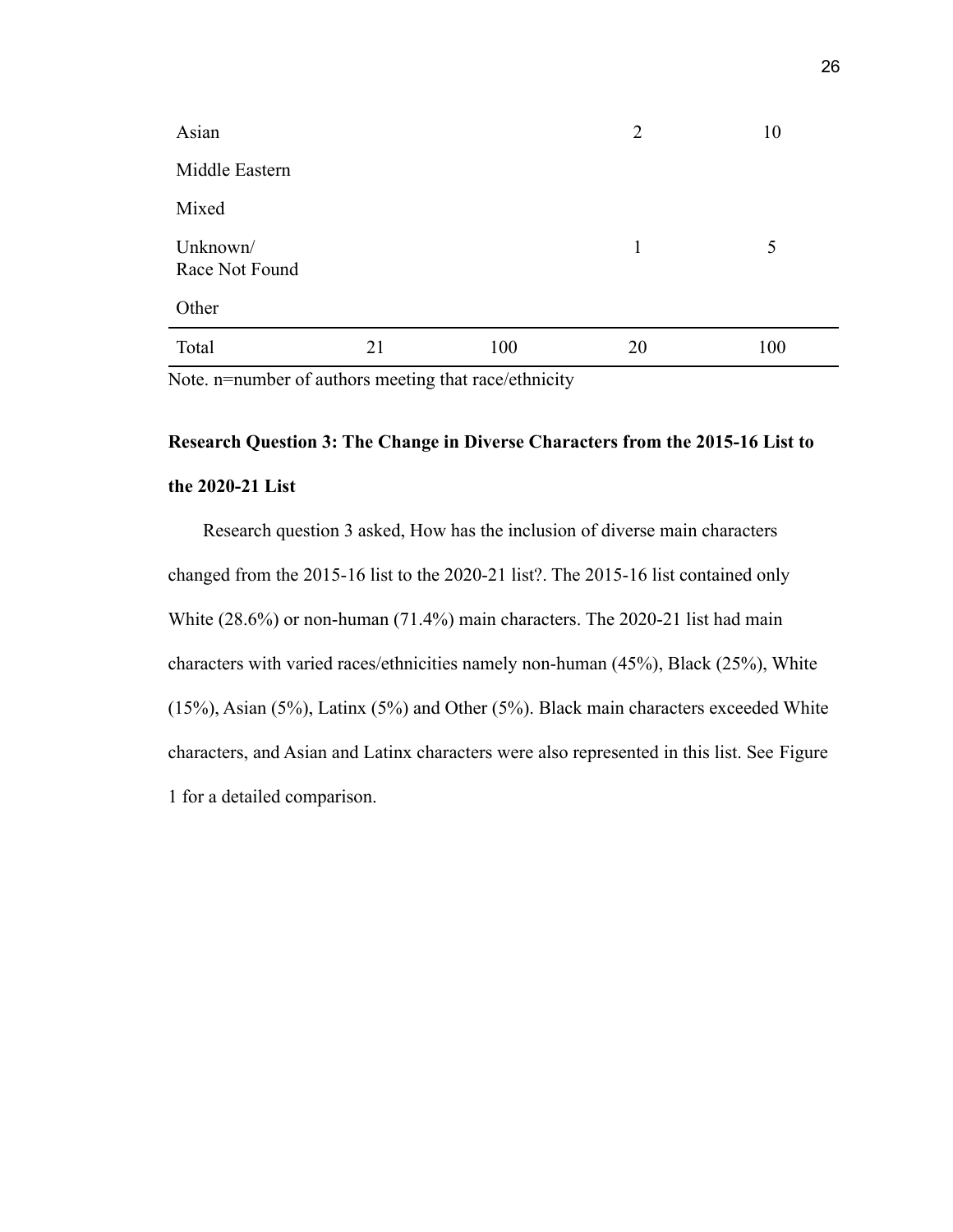| | | | | |
|---|---|---|---|---|
| Asian | | | 2 | 10 |
| Middle Eastern | | | | |
| Mixed | | | | |
| Unknown/ Race Not Found | | | 1 | 5 |
| Other | | | | |
| Total | 21 | 100 | 20 | 100 |

Note. n=number of authors meeting that race/ethnicity

**Research Question 3: The Change in Diverse Characters from the 2015-16 List to the 2020-21 List**

Research question 3 asked, How has the inclusion of diverse main characters changed from the 2015-16 list to the 2020-21 list?. The 2015-16 list contained only White (28.6%) or non-human (71.4%) main characters. The 2020-21 list had main characters with varied races/ethnicities namely non-human (45%), Black (25%), White (15%), Asian (5%), Latinx (5%) and Other (5%). Black main characters exceeded White characters, and Asian and Latinx characters were also represented in this list. See Figure 1 for a detailed comparison.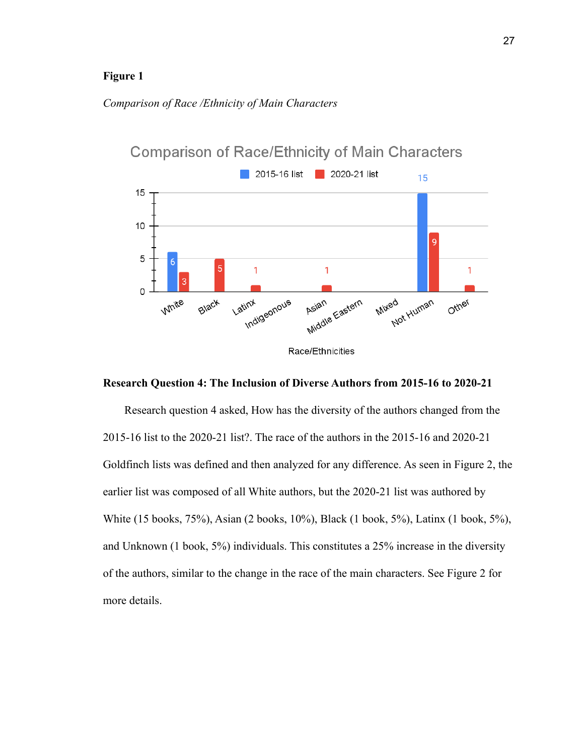**Figure 1**

*Comparison of Race /Ethnicity of Main Characters*

**Research Question 4: The Inclusion of Diverse Authors from 2015-16 to 2020-21**

Research question 4 asked, How has the diversity of the authors changed from the 2015-16 list to the 2020-21 list?. The race of the authors in the 2015-16 and 2020-21 Goldfinch lists was defined and then analyzed for any difference. As seen in Figure 2, the earlier list was composed of all White authors, but the 2020-21 list was authored by White (15 books, 75%), Asian (2 books, 10%), Black (1 book, 5%), Latinx (1 book, 5%), and Unknown (1 book, 5%) individuals. This constitutes a 25% increase in the diversity of the authors, similar to the change in the race of the main characters. See Figure 2 for more details.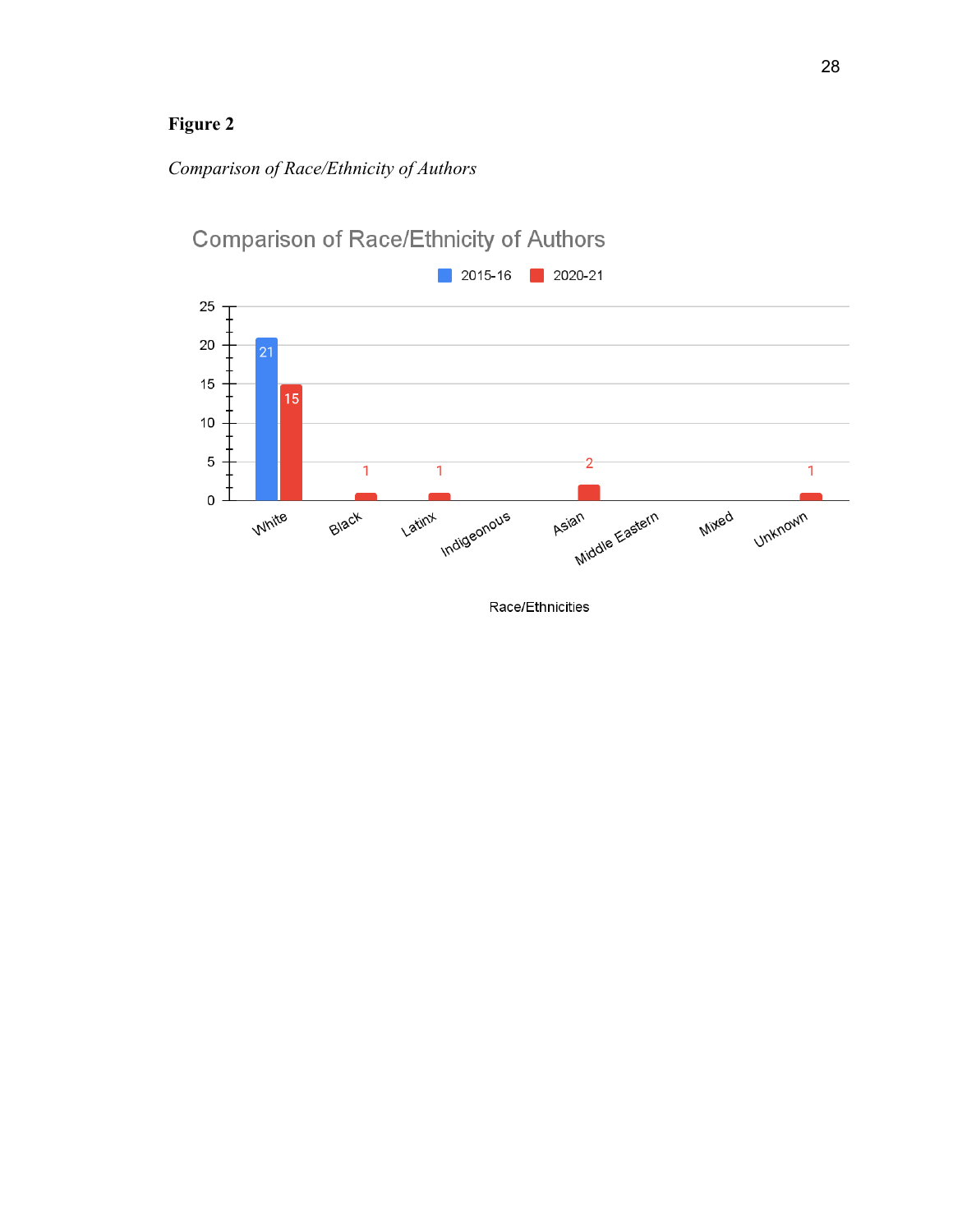**Figure 2**

*Comparison of Race/Ethnicity of Authors*

Comparison of Race/Ethnicity of Authors

| Race/Ethnicities | 2015-16 | 2020-21 |
|---|---|---|
| White | 21 | 15 |
| Black | | 1 |
| Latinx | | 1 |
| Indigeonous | | |
| Asian | | 2 |
| Middle Eastern | | |
| Mixed | | |
| Unknown | | 1 |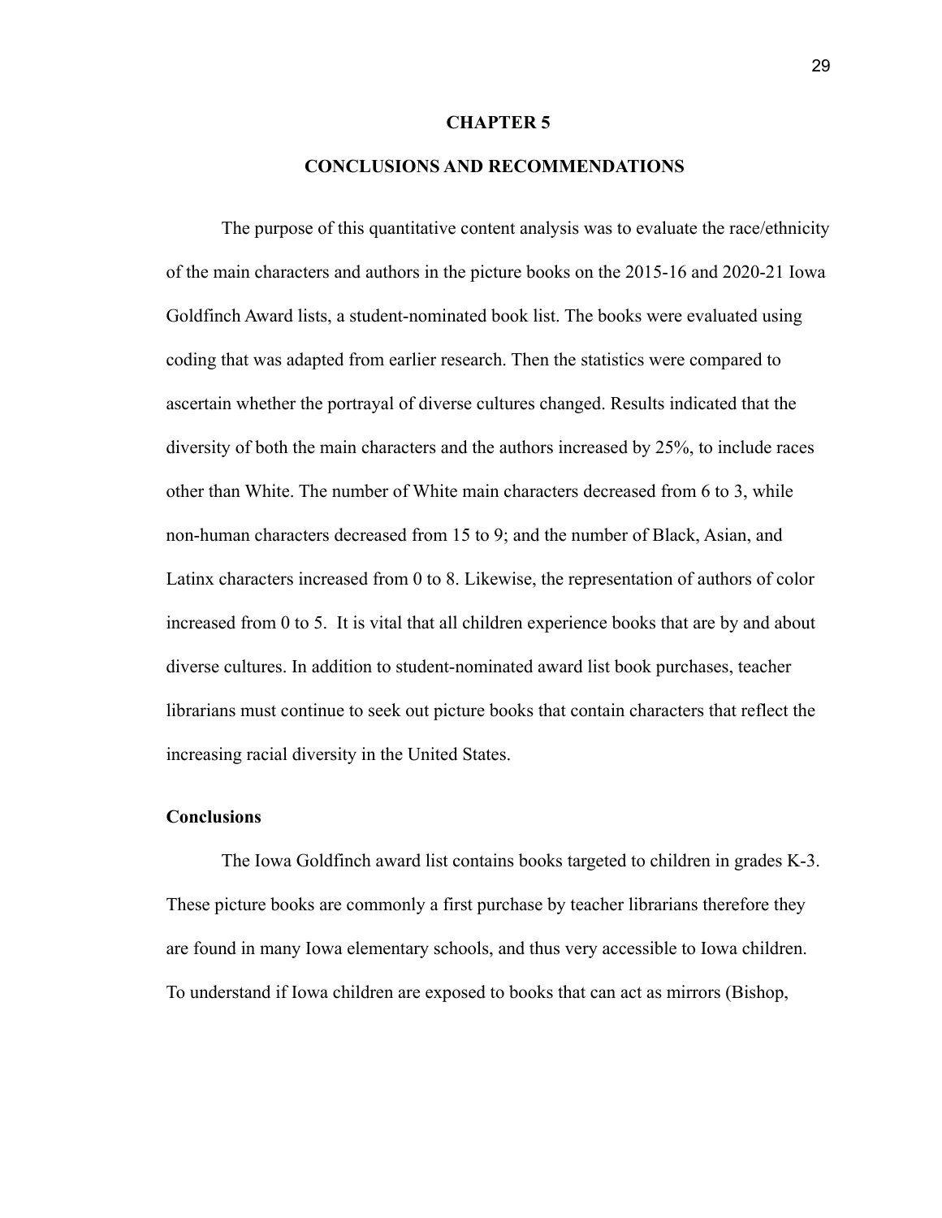# CHAPTER 5

# CONCLUSIONS AND RECOMMENDATIONS

The purpose of this quantitative content analysis was to evaluate the race/ethnicity of the main characters and authors in the picture books on the 2015-16 and 2020-21 Iowa Goldfinch Award lists, a student-nominated book list. The books were evaluated using coding that was adapted from earlier research. Then the statistics were compared to ascertain whether the portrayal of diverse cultures changed. Results indicated that the diversity of both the main characters and the authors increased by 25%, to include races other than White. The number of White main characters decreased from 6 to 3, while non-human characters decreased from 15 to 9; and the number of Black, Asian, and Latinx characters increased from 0 to 8. Likewise, the representation of authors of color increased from 0 to 5. It is vital that all children experience books that are by and about diverse cultures. In addition to student-nominated award list book purchases, teacher librarians must continue to seek out picture books that contain characters that reflect the increasing racial diversity in the United States.

## Conclusions

The Iowa Goldfinch award list contains books targeted to children in grades K-3. These picture books are commonly a first purchase by teacher librarians therefore they are found in many Iowa elementary schools, and thus very accessible to Iowa children. To understand if Iowa children are exposed to books that can act as mirrors (Bishop,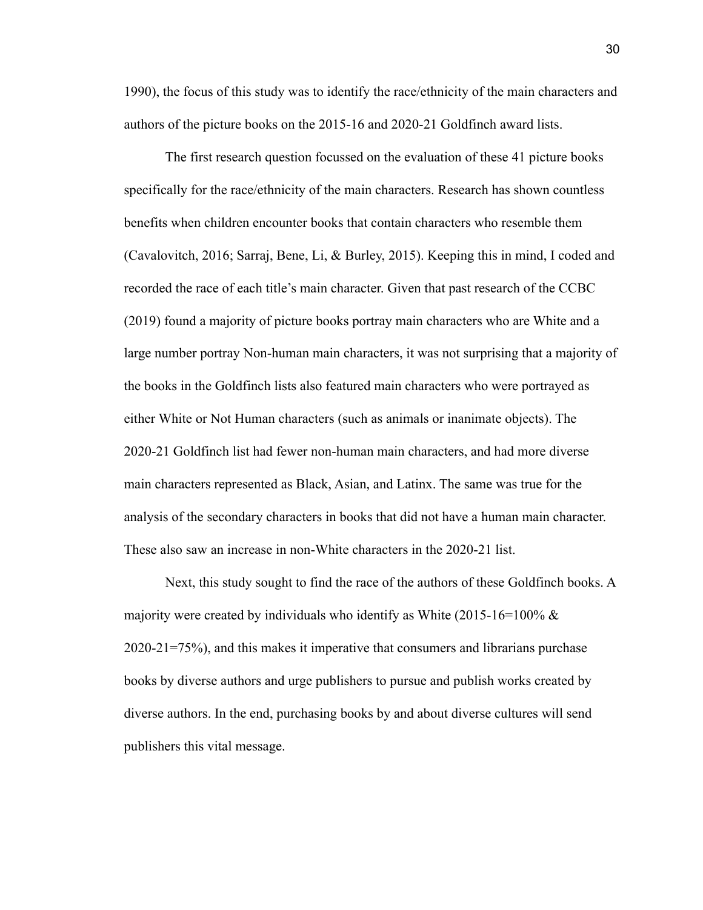1990), the focus of this study was to identify the race/ethnicity of the main characters and authors of the picture books on the 2015-16 and 2020-21 Goldfinch award lists.

The first research question focussed on the evaluation of these 41 picture books specifically for the race/ethnicity of the main characters. Research has shown countless benefits when children encounter books that contain characters who resemble them (Cavalovitch, 2016; Sarraj, Bene, Li, & Burley, 2015). Keeping this in mind, I coded and recorded the race of each title's main character. Given that past research of the CCBC (2019) found a majority of picture books portray main characters who are White and a large number portray Non-human main characters, it was not surprising that a majority of the books in the Goldfinch lists also featured main characters who were portrayed as either White or Not Human characters (such as animals or inanimate objects). The 2020-21 Goldfinch list had fewer non-human main characters, and had more diverse main characters represented as Black, Asian, and Latinx. The same was true for the analysis of the secondary characters in books that did not have a human main character. These also saw an increase in non-White characters in the 2020-21 list.

Next, this study sought to find the race of the authors of these Goldfinch books. A majority were created by individuals who identify as White (2015-16=100% & 2020-21=75%), and this makes it imperative that consumers and librarians purchase books by diverse authors and urge publishers to pursue and publish works created by diverse authors. In the end, purchasing books by and about diverse cultures will send publishers this vital message.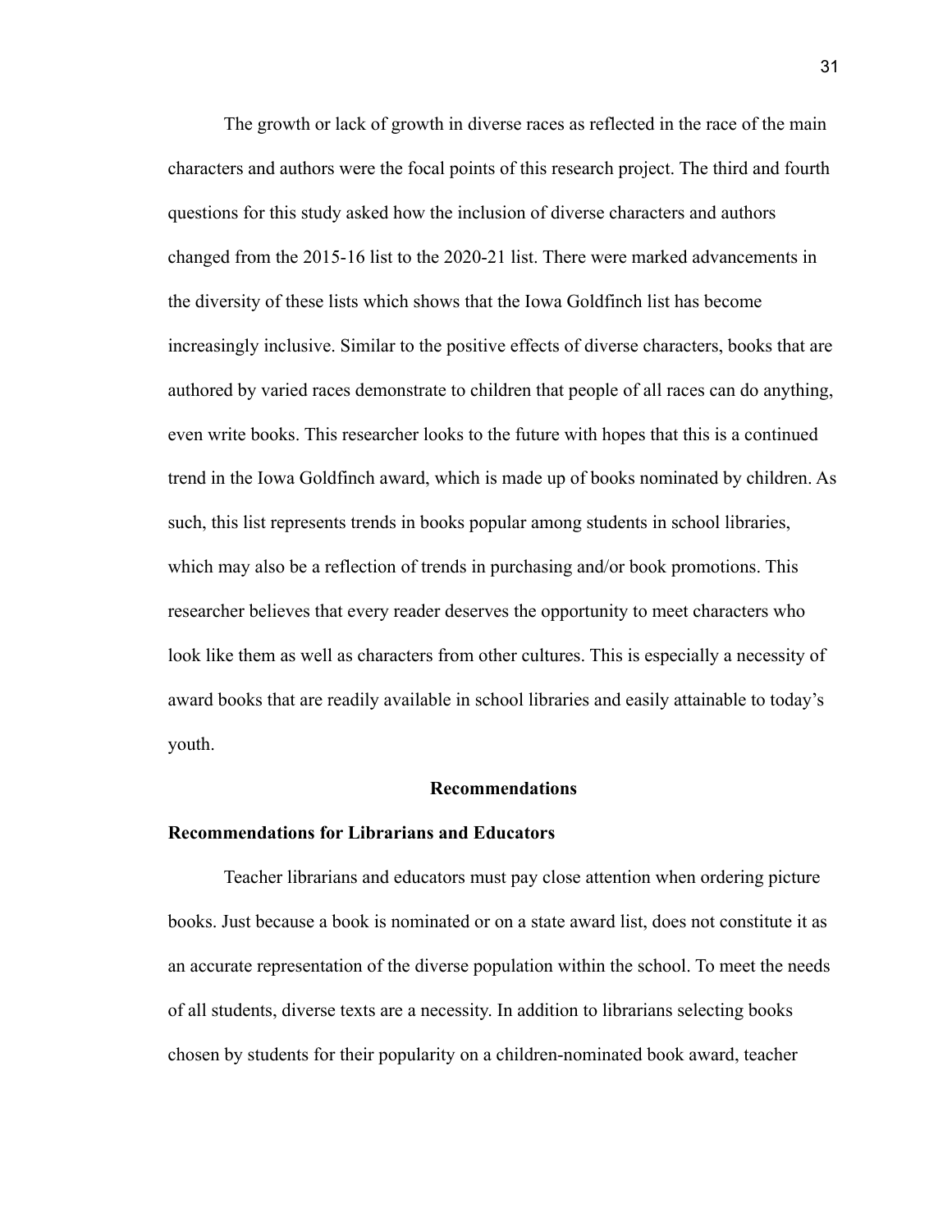The growth or lack of growth in diverse races as reflected in the race of the main characters and authors were the focal points of this research project. The third and fourth questions for this study asked how the inclusion of diverse characters and authors changed from the 2015-16 list to the 2020-21 list. There were marked advancements in the diversity of these lists which shows that the Iowa Goldfinch list has become increasingly inclusive. Similar to the positive effects of diverse characters, books that are authored by varied races demonstrate to children that people of all races can do anything, even write books. This researcher looks to the future with hopes that this is a continued trend in the Iowa Goldfinch award, which is made up of books nominated by children. As such, this list represents trends in books popular among students in school libraries, which may also be a reflection of trends in purchasing and/or book promotions. This researcher believes that every reader deserves the opportunity to meet characters who look like them as well as characters from other cultures. This is especially a necessity of award books that are readily available in school libraries and easily attainable to today's youth.

## Recommendations

### Recommendations for Librarians and Educators

Teacher librarians and educators must pay close attention when ordering picture books. Just because a book is nominated or on a state award list, does not constitute it as an accurate representation of the diverse population within the school. To meet the needs of all students, diverse texts are a necessity. In addition to librarians selecting books chosen by students for their popularity on a children-nominated book award, teacher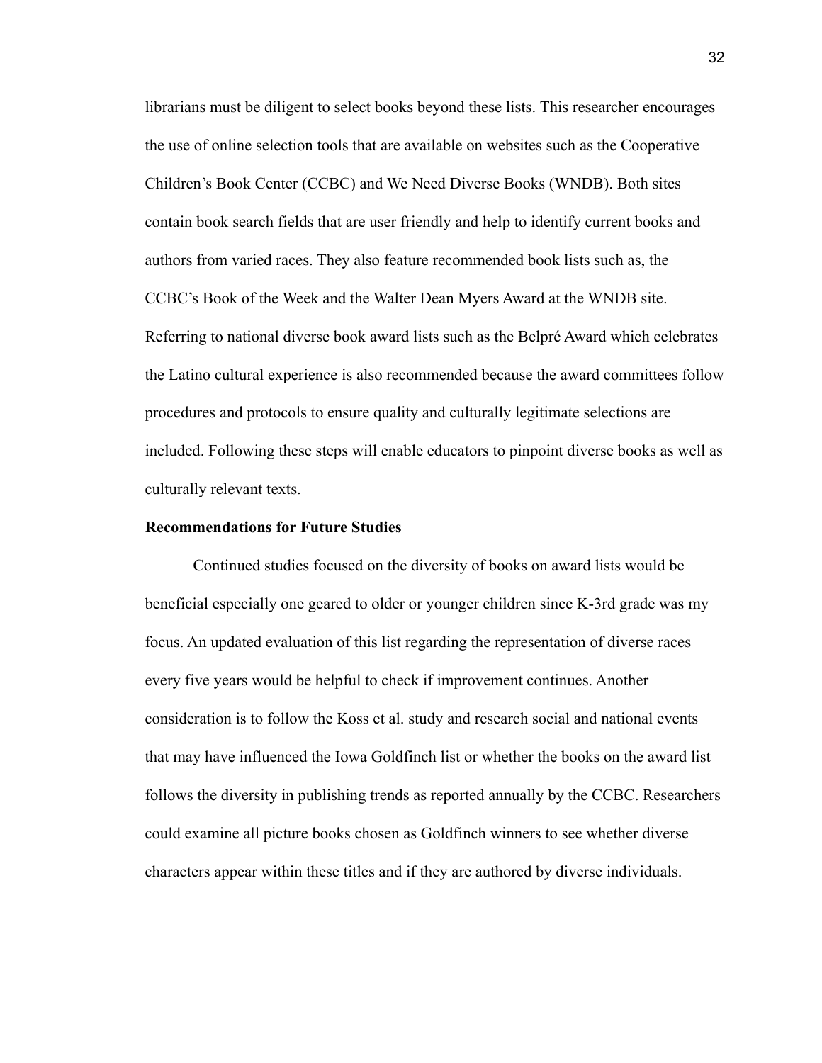librarians must be diligent to select books beyond these lists. This researcher encourages the use of online selection tools that are available on websites such as the Cooperative Children's Book Center (CCBC) and We Need Diverse Books (WNDB). Both sites contain book search fields that are user friendly and help to identify current books and authors from varied races. They also feature recommended book lists such as, the CCBC's Book of the Week and the Walter Dean Myers Award at the WNDB site. Referring to national diverse book award lists such as the Belpré Award which celebrates the Latino cultural experience is also recommended because the award committees follow procedures and protocols to ensure quality and culturally legitimate selections are included. Following these steps will enable educators to pinpoint diverse books as well as culturally relevant texts.

### Recommendations for Future Studies

Continued studies focused on the diversity of books on award lists would be beneficial especially one geared to older or younger children since K-3rd grade was my focus. An updated evaluation of this list regarding the representation of diverse races every five years would be helpful to check if improvement continues. Another consideration is to follow the Koss et al. study and research social and national events that may have influenced the Iowa Goldfinch list or whether the books on the award list follows the diversity in publishing trends as reported annually by the CCBC. Researchers could examine all picture books chosen as Goldfinch winners to see whether diverse characters appear within these titles and if they are authored by diverse individuals.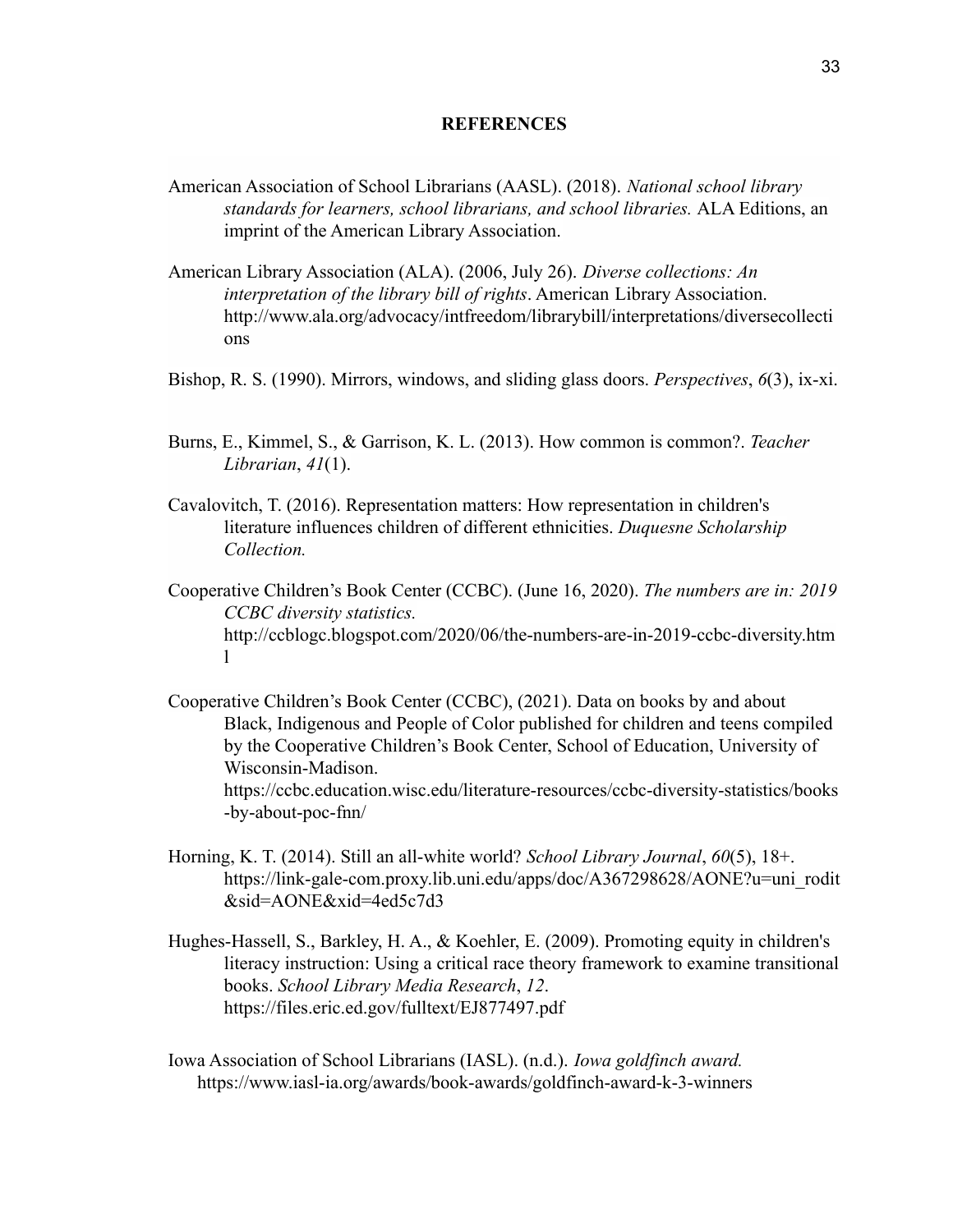# REFERENCES

American Association of School Librarians (AASL). (2018). *National school library standards for learners, school librarians, and school libraries.* ALA Editions, an imprint of the American Library Association.

American Library Association (ALA). (2006, July 26). *Diverse collections: An interpretation of the library bill of rights*. American Library Association. http://www.ala.org/advocacy/intfreedom/librarybill/interpretations/diversecollections

Bishop, R. S. (1990). Mirrors, windows, and sliding glass doors. *Perspectives*, *6*(3), ix-xi.

Burns, E., Kimmel, S., & Garrison, K. L. (2013). How common is common?. *Teacher Librarian*, *41*(1).

Cavalovitch, T. (2016). Representation matters: How representation in children's literature influences children of different ethnicities. *Duquesne Scholarship Collection.*

Cooperative Children's Book Center (CCBC). (June 16, 2020). *The numbers are in: 2019 CCBC diversity statistics.* http://ccblogc.blogspot.com/2020/06/the-numbers-are-in-2019-ccbc-diversity.html

Cooperative Children's Book Center (CCBC), (2021). Data on books by and about Black, Indigenous and People of Color published for children and teens compiled by the Cooperative Children's Book Center, School of Education, University of Wisconsin-Madison. https://ccbc.education.wisc.edu/literature-resources/ccbc-diversity-statistics/books-by-about-poc-fnn/

Horning, K. T. (2014). Still an all-white world? *School Library Journal*, *60*(5), 18+. https://link-gale-com.proxy.lib.uni.edu/apps/doc/A367298628/AONE?u=uni_rodit&sid=AONE&xid=4ed5c7d3

Hughes-Hassell, S., Barkley, H. A., & Koehler, E. (2009). Promoting equity in children's literacy instruction: Using a critical race theory framework to examine transitional books. *School Library Media Research*, *12*. https://files.eric.ed.gov/fulltext/EJ877497.pdf

Iowa Association of School Librarians (IASL). (n.d.). *Iowa goldfinch award.* https://www.iasl-ia.org/awards/book-awards/goldfinch-award-k-3-winners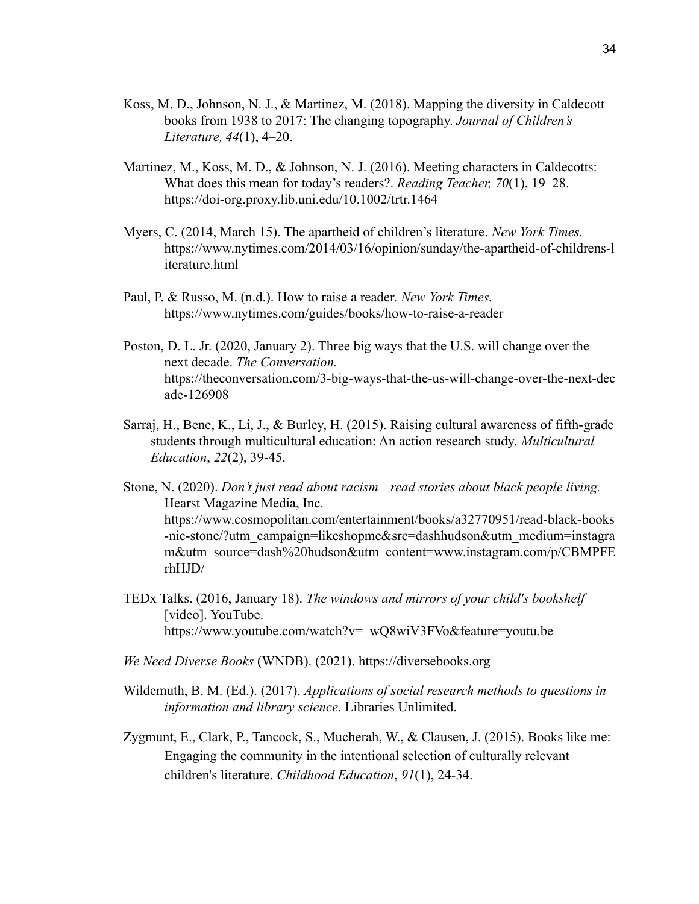Koss, M. D., Johnson, N. J., & Martinez, M. (2018). Mapping the diversity in Caldecott books from 1938 to 2017: The changing topography. *Journal of Children's Literature, 44*(1), 4–20.

Martinez, M., Koss, M. D., & Johnson, N. J. (2016). Meeting characters in Caldecotts: What does this mean for today's readers?. *Reading Teacher, 70*(1), 19–28. https://doi-org.proxy.lib.uni.edu/10.1002/trtr.1464

Myers, C. (2014, March 15). The apartheid of children's literature. *New York Times.* https://www.nytimes.com/2014/03/16/opinion/sunday/the-apartheid-of-childrens-literature.html

Paul, P. & Russo, M. (n.d.). How to raise a reader. *New York Times.* https://www.nytimes.com/guides/books/how-to-raise-a-reader

Poston, D. L. Jr. (2020, January 2). Three big ways that the U.S. will change over the next decade. *The Conversation.* https://theconversation.com/3-big-ways-that-the-us-will-change-over-the-next-decade-126908

Sarraj, H., Bene, K., Li, J., & Burley, H. (2015). Raising cultural awareness of fifth-grade students through multicultural education: An action research study. *Multicultural Education*, *22*(2), 39-45.

Stone, N. (2020). *Don't just read about racism—read stories about black people living.* Hearst Magazine Media, Inc. https://www.cosmopolitan.com/entertainment/books/a32770951/read-black-books-nic-stone/?utm_campaign=likeshopme&src=dashhudson&utm_medium=instagram&utm_source=dash%20hudson&utm_content=www.instagram.com/p/CBMPFErhHJD/

TEDx Talks. (2016, January 18). *The windows and mirrors of your child's bookshelf* [video]. YouTube. https://www.youtube.com/watch?v=_wQ8wiV3FVo&feature=youtu.be

*We Need Diverse Books* (WNDB). (2021). https://diversebooks.org

Wildemuth, B. M. (Ed.). (2017). *Applications of social research methods to questions in information and library science*. Libraries Unlimited.

Zygmunt, E., Clark, P., Tancock, S., Mucherah, W., & Clausen, J. (2015). Books like me: Engaging the community in the intentional selection of culturally relevant children's literature. *Childhood Education*, *91*(1), 24-34.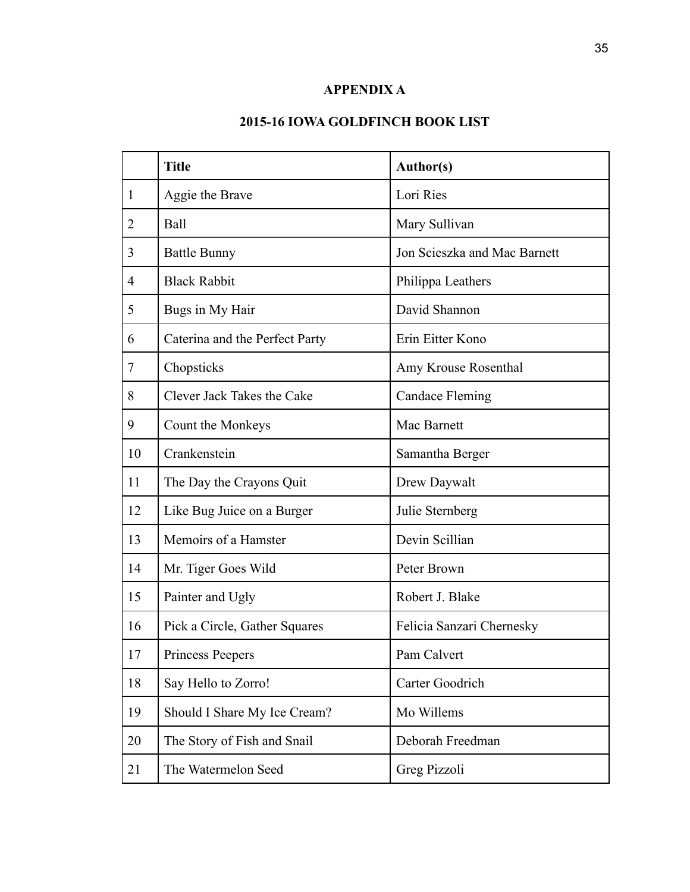# APPENDIX A

## 2015-16 IOWA GOLDFINCH BOOK LIST

| | Title | Author(s) |
|---|---|---|
| 1 | Aggie the Brave | Lori Ries |
| 2 | Ball | Mary Sullivan |
| 3 | Battle Bunny | Jon Scieszka and Mac Barnett |
| 4 | Black Rabbit | Philippa Leathers |
| 5 | Bugs in My Hair | David Shannon |
| 6 | Caterina and the Perfect Party | Erin Eitter Kono |
| 7 | Chopsticks | Amy Krouse Rosenthal |
| 8 | Clever Jack Takes the Cake | Candace Fleming |
| 9 | Count the Monkeys | Mac Barnett |
| 10 | Crankenstein | Samantha Berger |
| 11 | The Day the Crayons Quit | Drew Daywalt |
| 12 | Like Bug Juice on a Burger | Julie Sternberg |
| 13 | Memoirs of a Hamster | Devin Scillian |
| 14 | Mr. Tiger Goes Wild | Peter Brown |
| 15 | Painter and Ugly | Robert J. Blake |
| 16 | Pick a Circle, Gather Squares | Felicia Sanzari Chernesky |
| 17 | Princess Peepers | Pam Calvert |
| 18 | Say Hello to Zorro! | Carter Goodrich |
| 19 | Should I Share My Ice Cream? | Mo Willems |
| 20 | The Story of Fish and Snail | Deborah Freedman |
| 21 | The Watermelon Seed | Greg Pizzoli |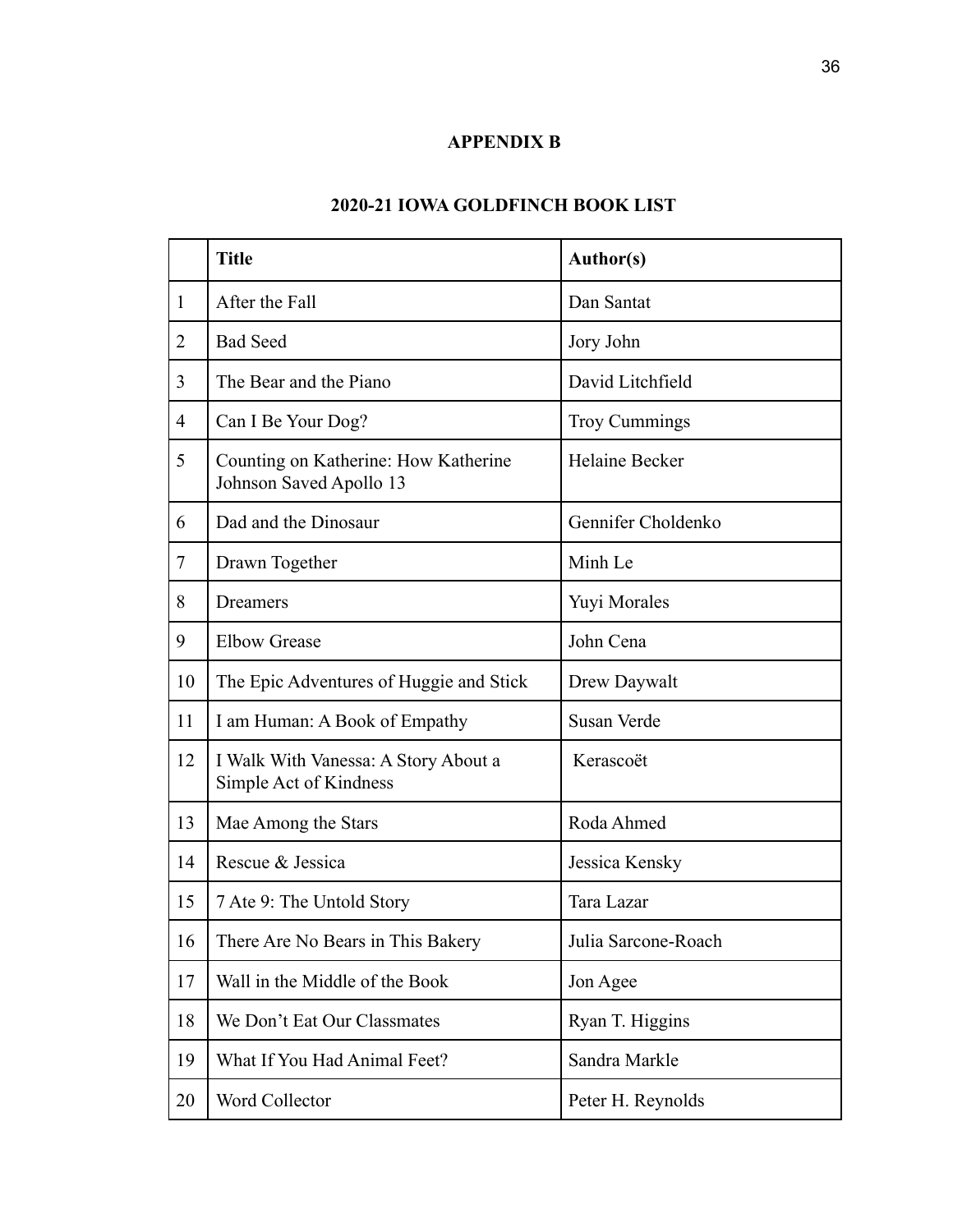## APPENDIX B

### 2020-21 IOWA GOLDFINCH BOOK LIST

| | Title | Author(s) |
|---|---|---|
| 1 | After the Fall | Dan Santat |
| 2 | Bad Seed | Jory John |
| 3 | The Bear and the Piano | David Litchfield |
| 4 | Can I Be Your Dog? | Troy Cummings |
| 5 | Counting on Katherine: How Katherine Johnson Saved Apollo 13 | Helaine Becker |
| 6 | Dad and the Dinosaur | Gennifer Choldenko |
| 7 | Drawn Together | Minh Le |
| 8 | Dreamers | Yuyi Morales |
| 9 | Elbow Grease | John Cena |
| 10 | The Epic Adventures of Huggie and Stick | Drew Daywalt |
| 11 | I am Human: A Book of Empathy | Susan Verde |
| 12 | I Walk With Vanessa: A Story About a Simple Act of Kindness | Kerascoët |
| 13 | Mae Among the Stars | Roda Ahmed |
| 14 | Rescue & Jessica | Jessica Kensky |
| 15 | 7 Ate 9: The Untold Story | Tara Lazar |
| 16 | There Are No Bears in This Bakery | Julia Sarcone-Roach |
| 17 | Wall in the Middle of the Book | Jon Agee |
| 18 | We Don't Eat Our Classmates | Ryan T. Higgins |
| 19 | What If You Had Animal Feet? | Sandra Markle |
| 20 | Word Collector | Peter H. Reynolds |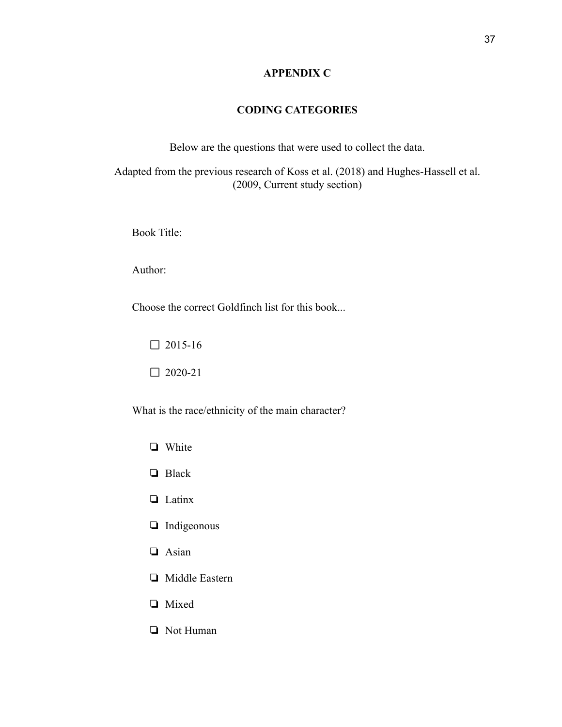# APPENDIX C

## CODING CATEGORIES

Below are the questions that were used to collect the data.

Adapted from the previous research of Koss et al. (2018) and Hughes-Hassell et al. (2009, Current study section)

Book Title:

Author:

Choose the correct Goldfinch list for this book...

- ☐ 2015-16
- ☐ 2020-21

What is the race/ethnicity of the main character?

- ❏ White
- ❏ Black
- ❏ Latinx
- ❏ Indigeonous
- ❏ Asian
- ❏ Middle Eastern
- ❏ Mixed
- ❏ Not Human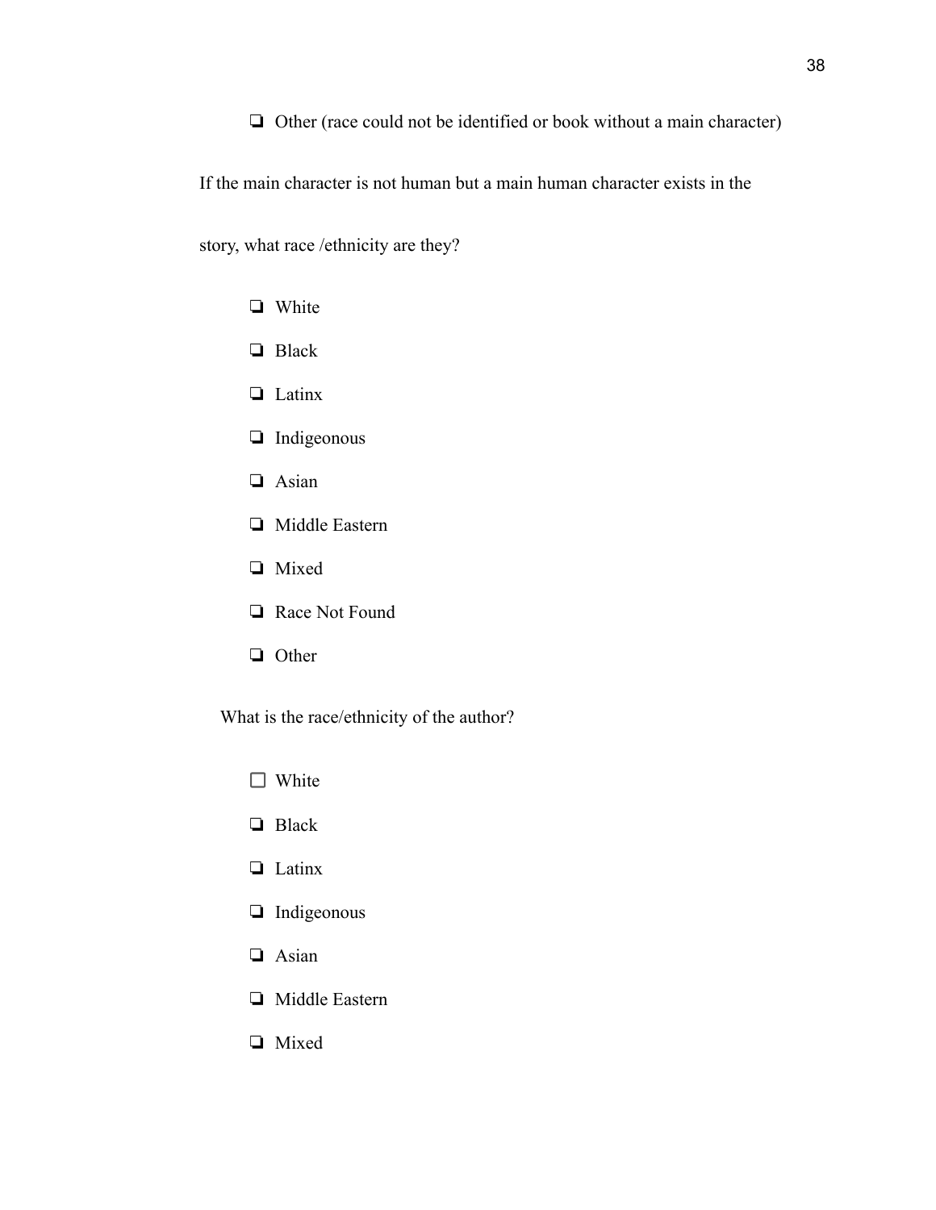❏ Other (race could not be identified or book without a main character)

If the main character is not human but a main human character exists in the story, what race /ethnicity are they?

❏ White

❏ Black

❏ Latinx

❏ Indigeonous

❏ Asian

❏ Middle Eastern

❏ Mixed

❏ Race Not Found

❏ Other

What is the race/ethnicity of the author?

☐ White

❏ Black

❏ Latinx

❏ Indigeonous

❏ Asian

❏ Middle Eastern

❏ Mixed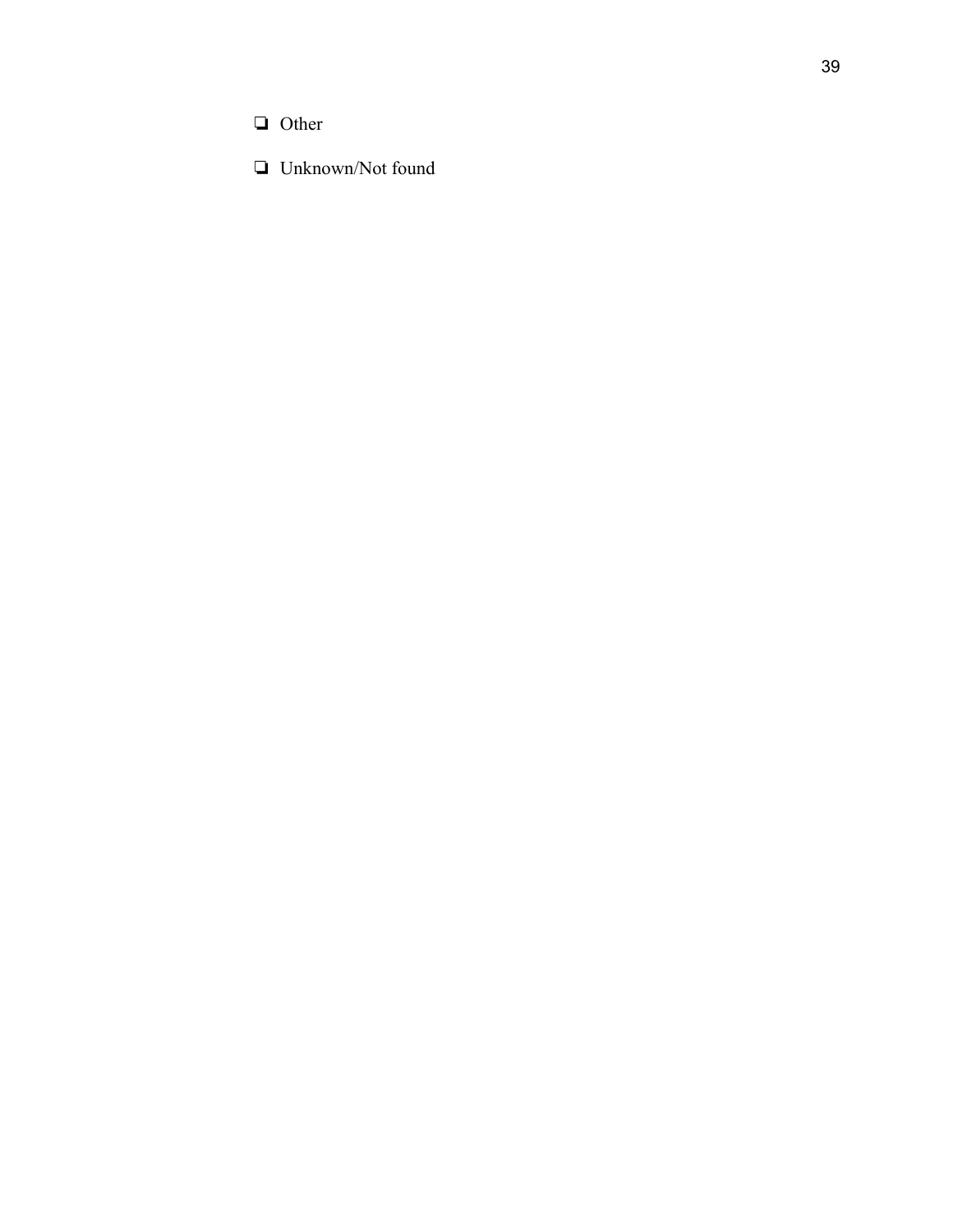- ❏ Other
- ❏ Unknown/Not found